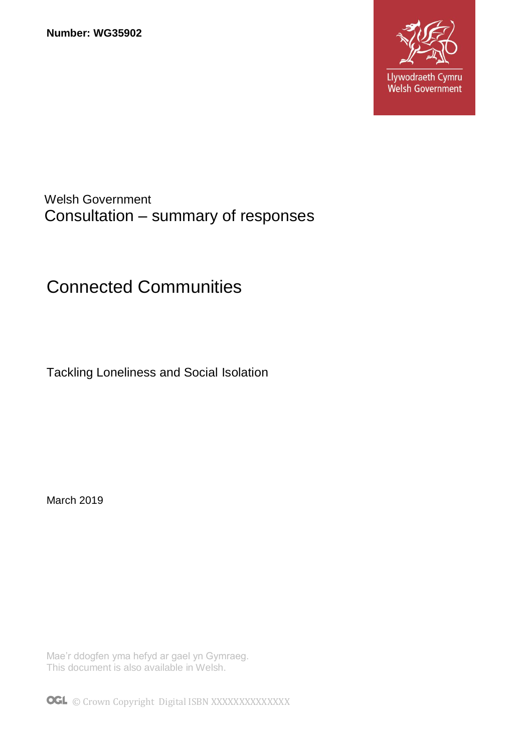**Number: WG35902**

Llywodraeth Cymru
Welsh Government

Welsh Government
Consultation – summary of responses

# Connected Communities

Tackling Loneliness and Social Isolation

March 2019

Mae'r ddogfen yma hefyd ar gael yn Gymraeg.
This document is also available in Welsh.

© Crown Copyright Digital ISBN XXXXXXXXXXXXX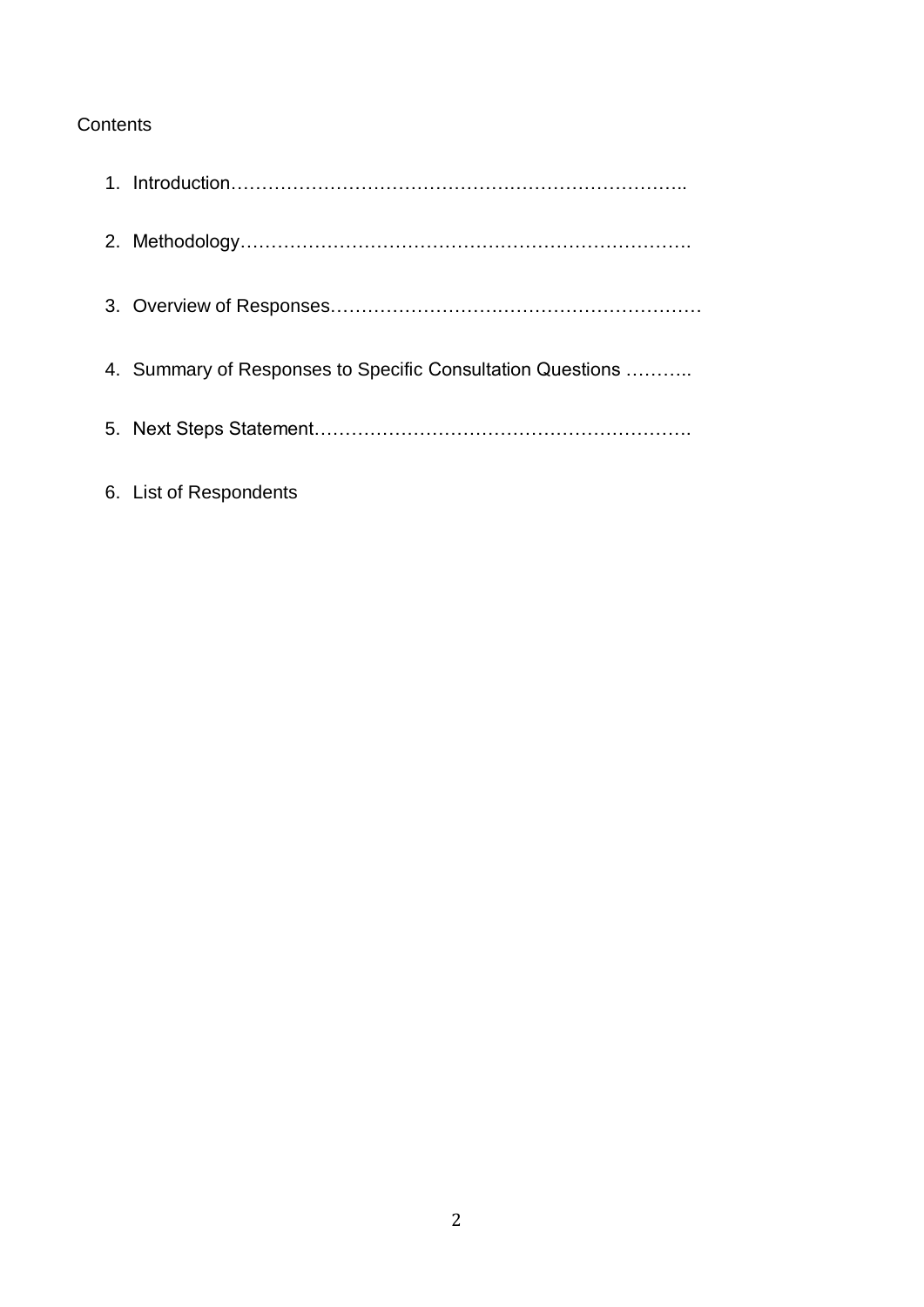# Contents

1. Introduction……………………………………………………………………..
2. Methodology…………………………………………………………………….
3. Overview of Responses……………………….……………………………
4. Summary of Responses to Specific Consultation Questions ………..
5. Next Steps Statement…………………………………………………….
6. List of Respondents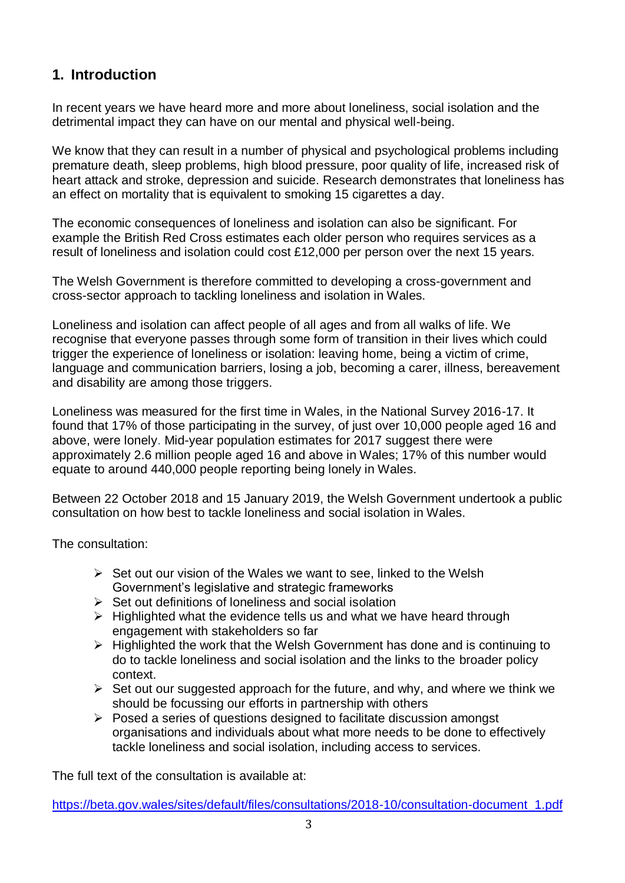## 1. Introduction

In recent years we have heard more and more about loneliness, social isolation and the detrimental impact they can have on our mental and physical well-being.

We know that they can result in a number of physical and psychological problems including premature death, sleep problems, high blood pressure, poor quality of life, increased risk of heart attack and stroke, depression and suicide. Research demonstrates that loneliness has an effect on mortality that is equivalent to smoking 15 cigarettes a day.

The economic consequences of loneliness and isolation can also be significant. For example the British Red Cross estimates each older person who requires services as a result of loneliness and isolation could cost £12,000 per person over the next 15 years.

The Welsh Government is therefore committed to developing a cross-government and cross-sector approach to tackling loneliness and isolation in Wales.

Loneliness and isolation can affect people of all ages and from all walks of life. We recognise that everyone passes through some form of transition in their lives which could trigger the experience of loneliness or isolation: leaving home, being a victim of crime, language and communication barriers, losing a job, becoming a carer, illness, bereavement and disability are among those triggers.

Loneliness was measured for the first time in Wales, in the National Survey 2016-17. It found that 17% of those participating in the survey, of just over 10,000 people aged 16 and above, were lonely. Mid-year population estimates for 2017 suggest there were approximately 2.6 million people aged 16 and above in Wales; 17% of this number would equate to around 440,000 people reporting being lonely in Wales.

Between 22 October 2018 and 15 January 2019, the Welsh Government undertook a public consultation on how best to tackle loneliness and social isolation in Wales.

The consultation:

- Set out our vision of the Wales we want to see, linked to the Welsh Government's legislative and strategic frameworks
- Set out definitions of loneliness and social isolation
- Highlighted what the evidence tells us and what we have heard through engagement with stakeholders so far
- Highlighted the work that the Welsh Government has done and is continuing to do to tackle loneliness and social isolation and the links to the broader policy context.
- Set out our suggested approach for the future, and why, and where we think we should be focussing our efforts in partnership with others
- Posed a series of questions designed to facilitate discussion amongst organisations and individuals about what more needs to be done to effectively tackle loneliness and social isolation, including access to services.

The full text of the consultation is available at:

https://beta.gov.wales/sites/default/files/consultations/2018-10/consultation-document_1.pdf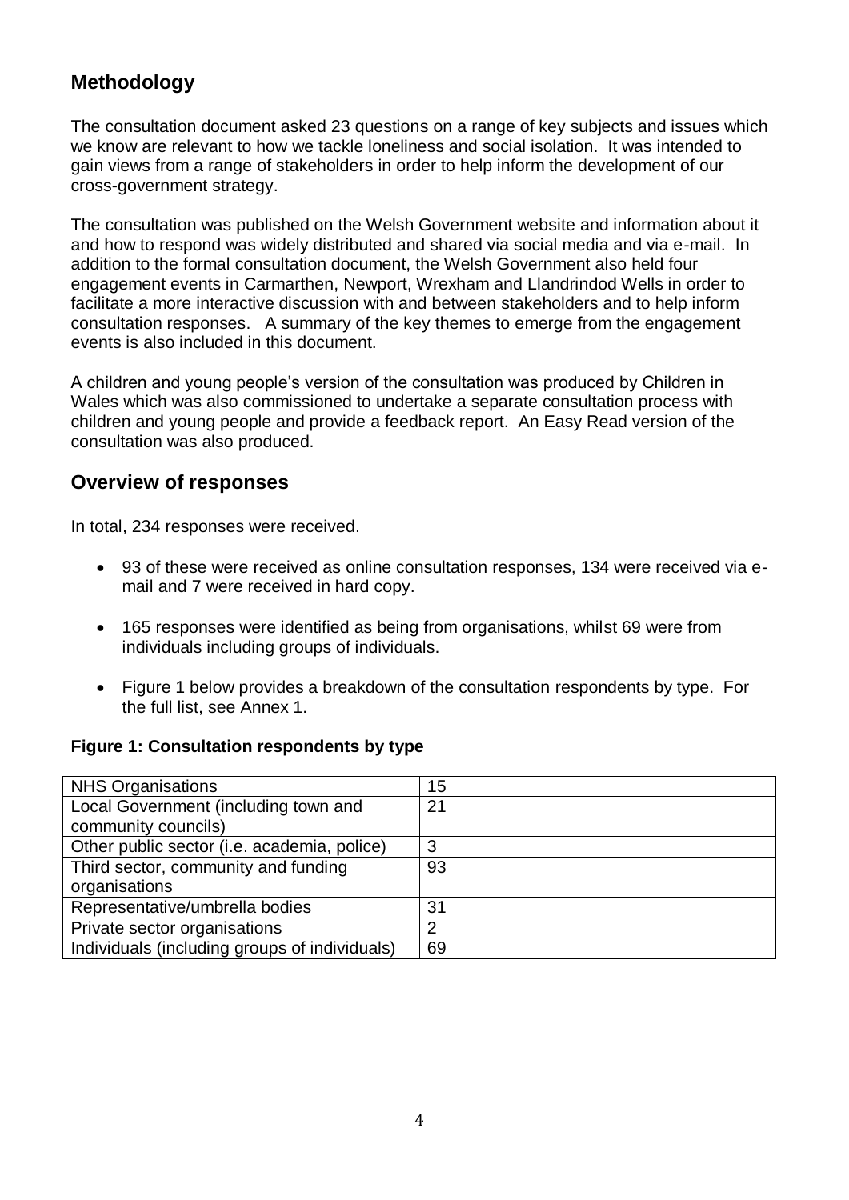## Methodology

The consultation document asked 23 questions on a range of key subjects and issues which we know are relevant to how we tackle loneliness and social isolation. It was intended to gain views from a range of stakeholders in order to help inform the development of our cross-government strategy.

The consultation was published on the Welsh Government website and information about it and how to respond was widely distributed and shared via social media and via e-mail. In addition to the formal consultation document, the Welsh Government also held four engagement events in Carmarthen, Newport, Wrexham and Llandrindod Wells in order to facilitate a more interactive discussion with and between stakeholders and to help inform consultation responses. A summary of the key themes to emerge from the engagement events is also included in this document.

A children and young people's version of the consultation was produced by Children in Wales which was also commissioned to undertake a separate consultation process with children and young people and provide a feedback report. An Easy Read version of the consultation was also produced.

## Overview of responses

In total, 234 responses were received.

- 93 of these were received as online consultation responses, 134 were received via e-mail and 7 were received in hard copy.
- 165 responses were identified as being from organisations, whilst 69 were from individuals including groups of individuals.
- Figure 1 below provides a breakdown of the consultation respondents by type. For the full list, see Annex 1.

**Figure 1: Consultation respondents by type**

| | |
|---|---|
| NHS Organisations | 15 |
| Local Government (including town and community councils) | 21 |
| Other public sector (i.e. academia, police) | 3 |
| Third sector, community and funding organisations | 93 |
| Representative/umbrella bodies | 31 |
| Private sector organisations | 2 |
| Individuals (including groups of individuals) | 69 |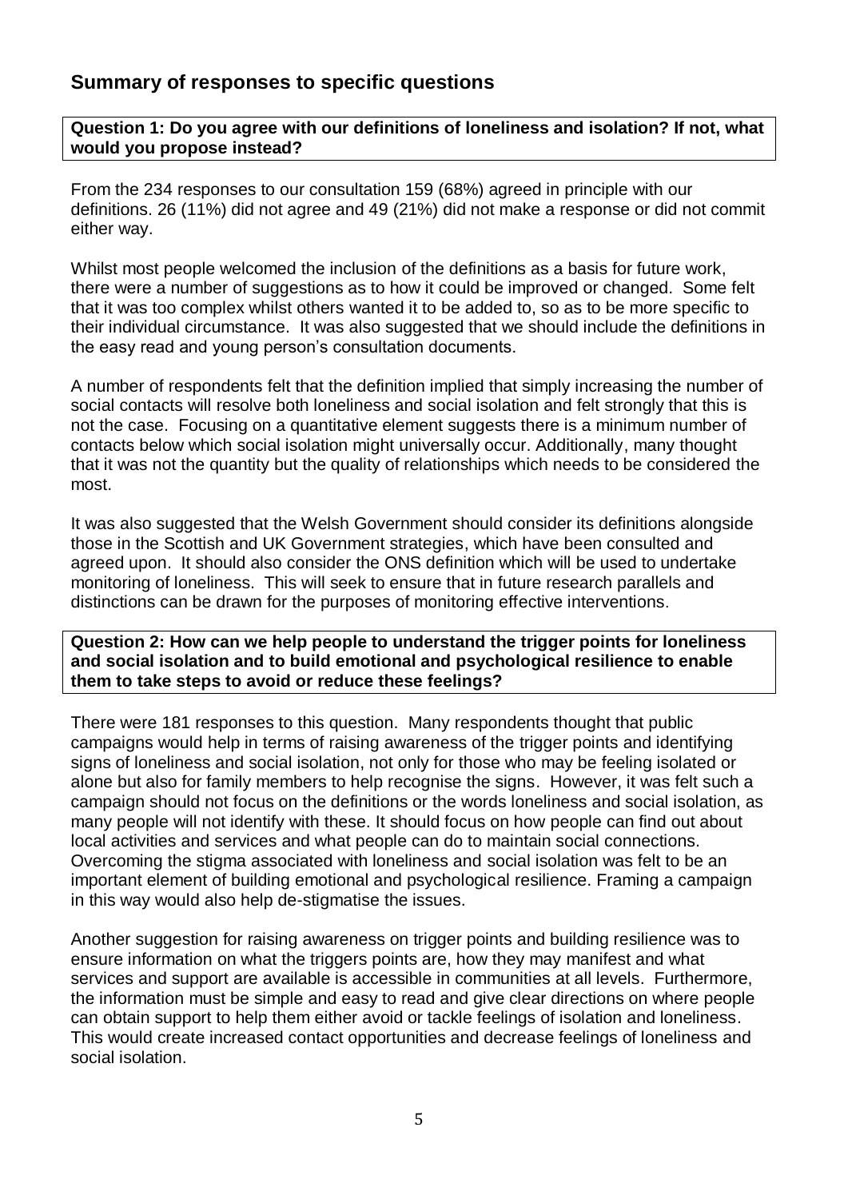## Summary of responses to specific questions

**Question 1: Do you agree with our definitions of loneliness and isolation? If not, what would you propose instead?**

From the 234 responses to our consultation 159 (68%) agreed in principle with our definitions. 26 (11%) did not agree and 49 (21%) did not make a response or did not commit either way.

Whilst most people welcomed the inclusion of the definitions as a basis for future work, there were a number of suggestions as to how it could be improved or changed. Some felt that it was too complex whilst others wanted it to be added to, so as to be more specific to their individual circumstance. It was also suggested that we should include the definitions in the easy read and young person's consultation documents.

A number of respondents felt that the definition implied that simply increasing the number of social contacts will resolve both loneliness and social isolation and felt strongly that this is not the case. Focusing on a quantitative element suggests there is a minimum number of contacts below which social isolation might universally occur. Additionally, many thought that it was not the quantity but the quality of relationships which needs to be considered the most.

It was also suggested that the Welsh Government should consider its definitions alongside those in the Scottish and UK Government strategies, which have been consulted and agreed upon. It should also consider the ONS definition which will be used to undertake monitoring of loneliness. This will seek to ensure that in future research parallels and distinctions can be drawn for the purposes of monitoring effective interventions.

**Question 2: How can we help people to understand the trigger points for loneliness and social isolation and to build emotional and psychological resilience to enable them to take steps to avoid or reduce these feelings?**

There were 181 responses to this question. Many respondents thought that public campaigns would help in terms of raising awareness of the trigger points and identifying signs of loneliness and social isolation, not only for those who may be feeling isolated or alone but also for family members to help recognise the signs. However, it was felt such a campaign should not focus on the definitions or the words loneliness and social isolation, as many people will not identify with these. It should focus on how people can find out about local activities and services and what people can do to maintain social connections. Overcoming the stigma associated with loneliness and social isolation was felt to be an important element of building emotional and psychological resilience. Framing a campaign in this way would also help de-stigmatise the issues.

Another suggestion for raising awareness on trigger points and building resilience was to ensure information on what the triggers points are, how they may manifest and what services and support are available is accessible in communities at all levels. Furthermore, the information must be simple and easy to read and give clear directions on where people can obtain support to help them either avoid or tackle feelings of isolation and loneliness. This would create increased contact opportunities and decrease feelings of loneliness and social isolation.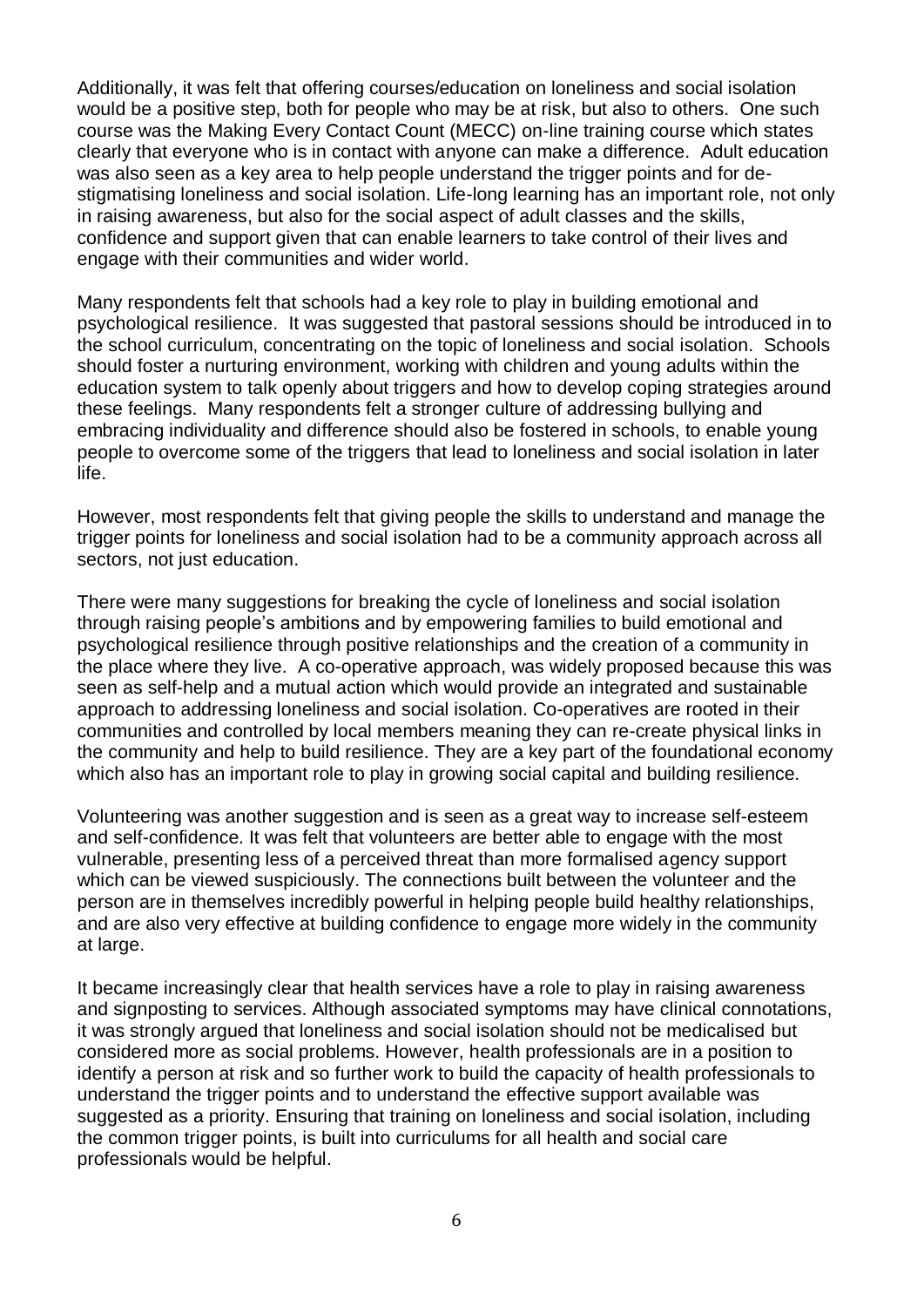Additionally, it was felt that offering courses/education on loneliness and social isolation would be a positive step, both for people who may be at risk, but also to others. One such course was the Making Every Contact Count (MECC) on-line training course which states clearly that everyone who is in contact with anyone can make a difference. Adult education was also seen as a key area to help people understand the trigger points and for de-stigmatising loneliness and social isolation. Life-long learning has an important role, not only in raising awareness, but also for the social aspect of adult classes and the skills, confidence and support given that can enable learners to take control of their lives and engage with their communities and wider world.

Many respondents felt that schools had a key role to play in building emotional and psychological resilience. It was suggested that pastoral sessions should be introduced in to the school curriculum, concentrating on the topic of loneliness and social isolation. Schools should foster a nurturing environment, working with children and young adults within the education system to talk openly about triggers and how to develop coping strategies around these feelings. Many respondents felt a stronger culture of addressing bullying and embracing individuality and difference should also be fostered in schools, to enable young people to overcome some of the triggers that lead to loneliness and social isolation in later life.

However, most respondents felt that giving people the skills to understand and manage the trigger points for loneliness and social isolation had to be a community approach across all sectors, not just education.

There were many suggestions for breaking the cycle of loneliness and social isolation through raising people's ambitions and by empowering families to build emotional and psychological resilience through positive relationships and the creation of a community in the place where they live. A co-operative approach, was widely proposed because this was seen as self-help and a mutual action which would provide an integrated and sustainable approach to addressing loneliness and social isolation. Co-operatives are rooted in their communities and controlled by local members meaning they can re-create physical links in the community and help to build resilience. They are a key part of the foundational economy which also has an important role to play in growing social capital and building resilience.

Volunteering was another suggestion and is seen as a great way to increase self-esteem and self-confidence. It was felt that volunteers are better able to engage with the most vulnerable, presenting less of a perceived threat than more formalised agency support which can be viewed suspiciously. The connections built between the volunteer and the person are in themselves incredibly powerful in helping people build healthy relationships, and are also very effective at building confidence to engage more widely in the community at large.

It became increasingly clear that health services have a role to play in raising awareness and signposting to services. Although associated symptoms may have clinical connotations, it was strongly argued that loneliness and social isolation should not be medicalised but considered more as social problems. However, health professionals are in a position to identify a person at risk and so further work to build the capacity of health professionals to understand the trigger points and to understand the effective support available was suggested as a priority. Ensuring that training on loneliness and social isolation, including the common trigger points, is built into curriculums for all health and social care professionals would be helpful.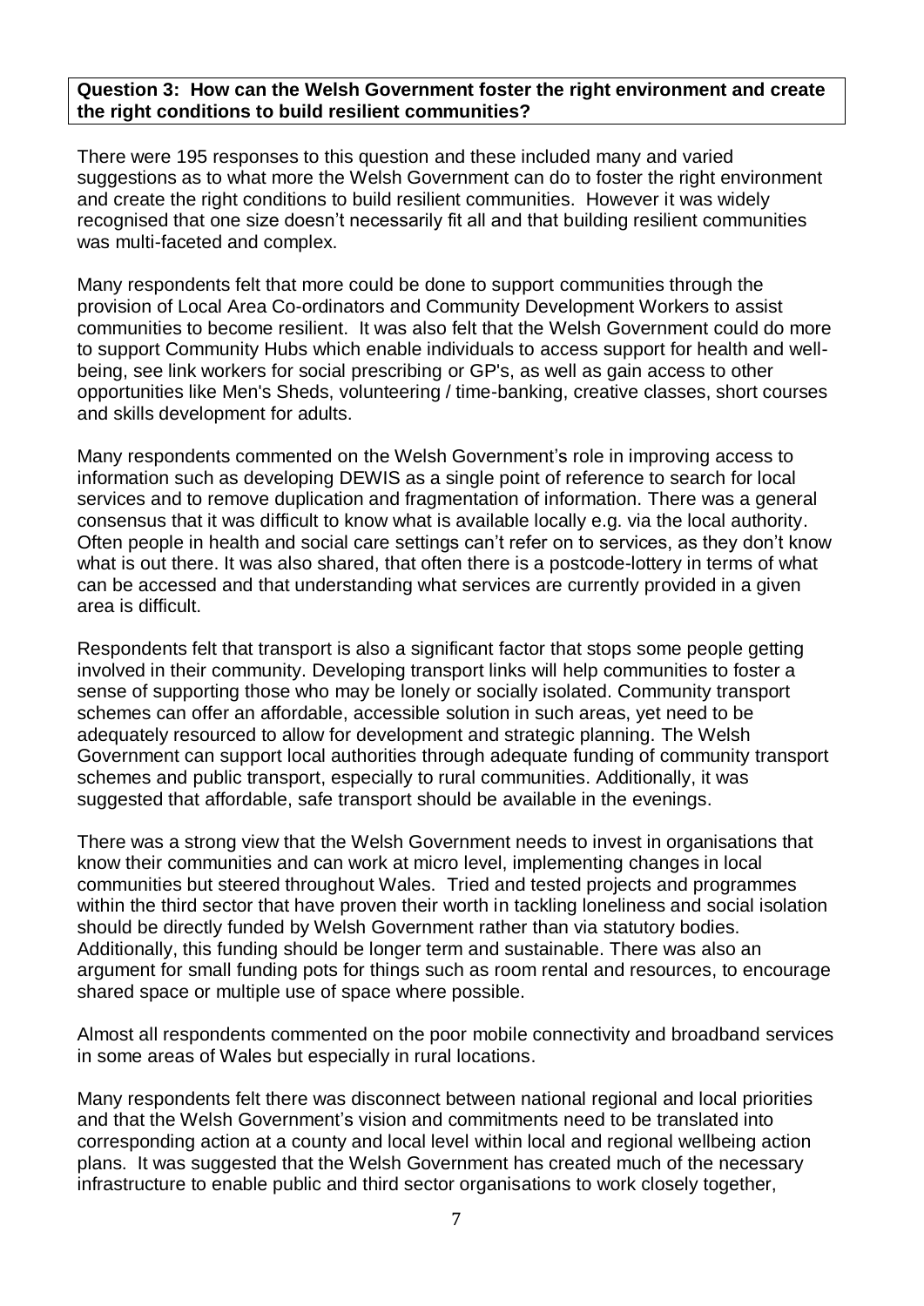**Question 3: How can the Welsh Government foster the right environment and create the right conditions to build resilient communities?**

There were 195 responses to this question and these included many and varied suggestions as to what more the Welsh Government can do to foster the right environment and create the right conditions to build resilient communities. However it was widely recognised that one size doesn't necessarily fit all and that building resilient communities was multi-faceted and complex.

Many respondents felt that more could be done to support communities through the provision of Local Area Co-ordinators and Community Development Workers to assist communities to become resilient. It was also felt that the Welsh Government could do more to support Community Hubs which enable individuals to access support for health and well-being, see link workers for social prescribing or GP's, as well as gain access to other opportunities like Men's Sheds, volunteering / time-banking, creative classes, short courses and skills development for adults.

Many respondents commented on the Welsh Government's role in improving access to information such as developing DEWIS as a single point of reference to search for local services and to remove duplication and fragmentation of information. There was a general consensus that it was difficult to know what is available locally e.g. via the local authority. Often people in health and social care settings can't refer on to services, as they don't know what is out there. It was also shared, that often there is a postcode-lottery in terms of what can be accessed and that understanding what services are currently provided in a given area is difficult.

Respondents felt that transport is also a significant factor that stops some people getting involved in their community. Developing transport links will help communities to foster a sense of supporting those who may be lonely or socially isolated. Community transport schemes can offer an affordable, accessible solution in such areas, yet need to be adequately resourced to allow for development and strategic planning. The Welsh Government can support local authorities through adequate funding of community transport schemes and public transport, especially to rural communities. Additionally, it was suggested that affordable, safe transport should be available in the evenings.

There was a strong view that the Welsh Government needs to invest in organisations that know their communities and can work at micro level, implementing changes in local communities but steered throughout Wales. Tried and tested projects and programmes within the third sector that have proven their worth in tackling loneliness and social isolation should be directly funded by Welsh Government rather than via statutory bodies. Additionally, this funding should be longer term and sustainable. There was also an argument for small funding pots for things such as room rental and resources, to encourage shared space or multiple use of space where possible.

Almost all respondents commented on the poor mobile connectivity and broadband services in some areas of Wales but especially in rural locations.

Many respondents felt there was disconnect between national regional and local priorities and that the Welsh Government's vision and commitments need to be translated into corresponding action at a county and local level within local and regional wellbeing action plans. It was suggested that the Welsh Government has created much of the necessary infrastructure to enable public and third sector organisations to work closely together,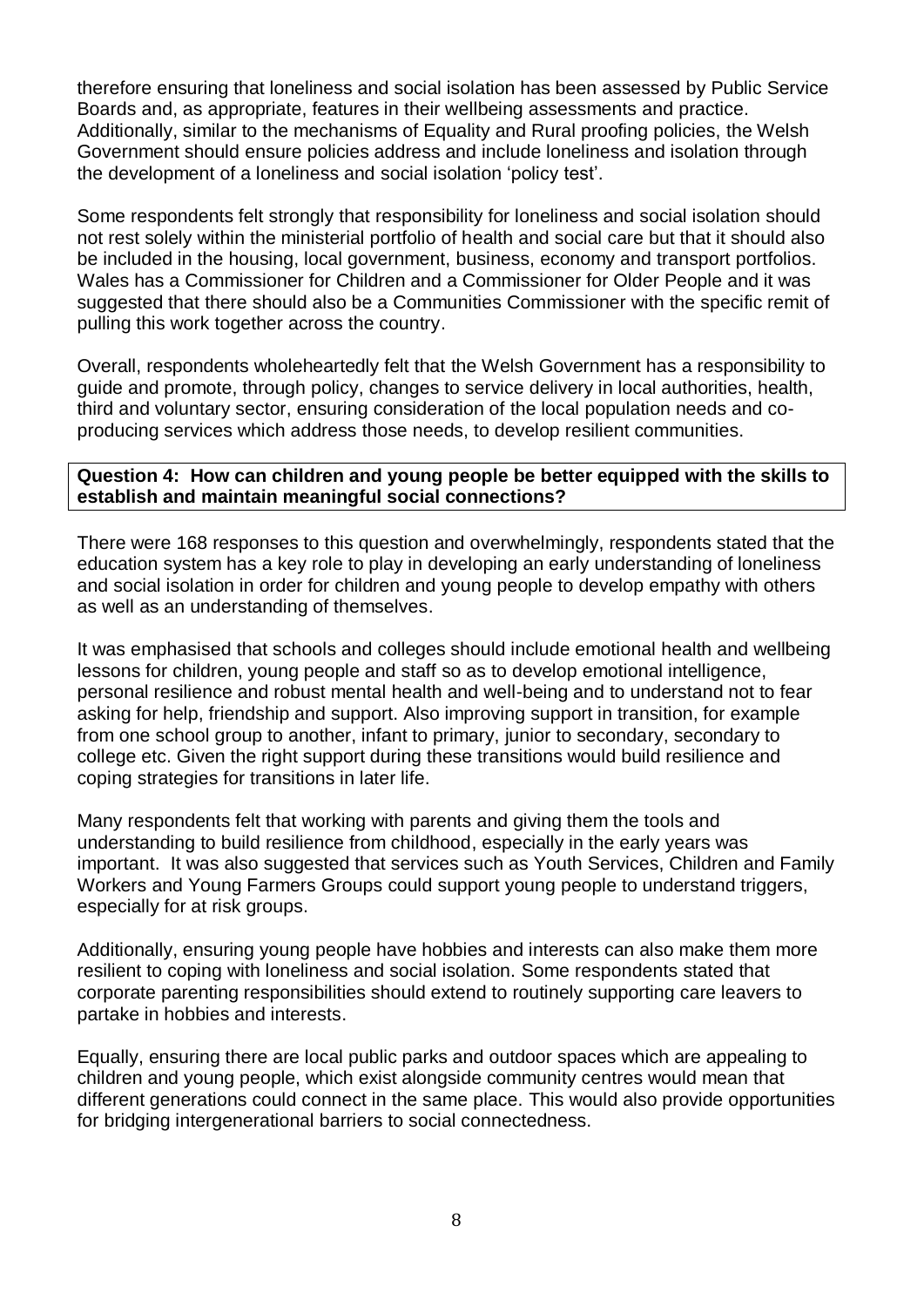therefore ensuring that loneliness and social isolation has been assessed by Public Service Boards and, as appropriate, features in their wellbeing assessments and practice. Additionally, similar to the mechanisms of Equality and Rural proofing policies, the Welsh Government should ensure policies address and include loneliness and isolation through the development of a loneliness and social isolation 'policy test'.

Some respondents felt strongly that responsibility for loneliness and social isolation should not rest solely within the ministerial portfolio of health and social care but that it should also be included in the housing, local government, business, economy and transport portfolios. Wales has a Commissioner for Children and a Commissioner for Older People and it was suggested that there should also be a Communities Commissioner with the specific remit of pulling this work together across the country.

Overall, respondents wholeheartedly felt that the Welsh Government has a responsibility to guide and promote, through policy, changes to service delivery in local authorities, health, third and voluntary sector, ensuring consideration of the local population needs and co-producing services which address those needs, to develop resilient communities.

**Question 4: How can children and young people be better equipped with the skills to establish and maintain meaningful social connections?**

There were 168 responses to this question and overwhelmingly, respondents stated that the education system has a key role to play in developing an early understanding of loneliness and social isolation in order for children and young people to develop empathy with others as well as an understanding of themselves.

It was emphasised that schools and colleges should include emotional health and wellbeing lessons for children, young people and staff so as to develop emotional intelligence, personal resilience and robust mental health and well-being and to understand not to fear asking for help, friendship and support. Also improving support in transition, for example from one school group to another, infant to primary, junior to secondary, secondary to college etc. Given the right support during these transitions would build resilience and coping strategies for transitions in later life.

Many respondents felt that working with parents and giving them the tools and understanding to build resilience from childhood, especially in the early years was important. It was also suggested that services such as Youth Services, Children and Family Workers and Young Farmers Groups could support young people to understand triggers, especially for at risk groups.

Additionally, ensuring young people have hobbies and interests can also make them more resilient to coping with loneliness and social isolation. Some respondents stated that corporate parenting responsibilities should extend to routinely supporting care leavers to partake in hobbies and interests.

Equally, ensuring there are local public parks and outdoor spaces which are appealing to children and young people, which exist alongside community centres would mean that different generations could connect in the same place. This would also provide opportunities for bridging intergenerational barriers to social connectedness.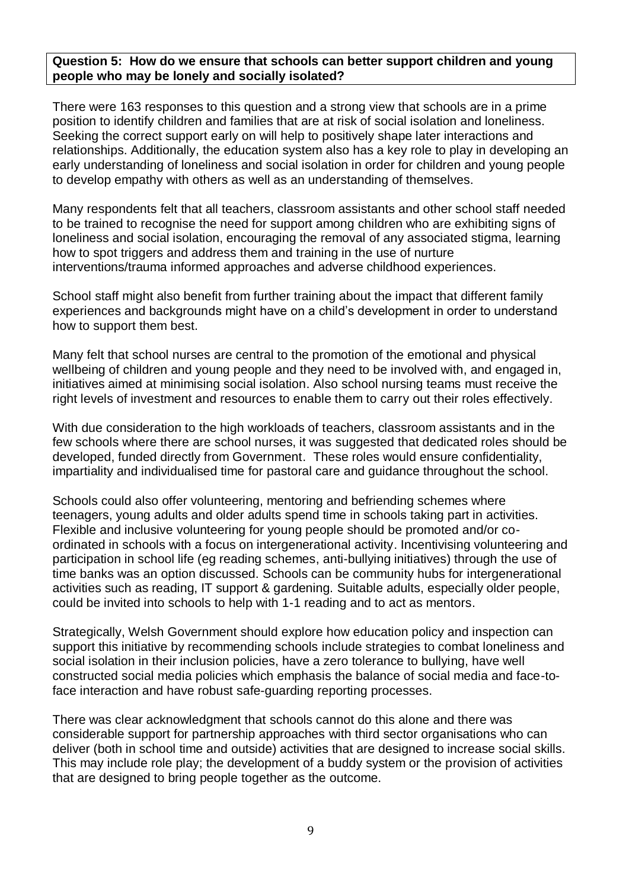**Question 5: How do we ensure that schools can better support children and young people who may be lonely and socially isolated?**

There were 163 responses to this question and a strong view that schools are in a prime position to identify children and families that are at risk of social isolation and loneliness. Seeking the correct support early on will help to positively shape later interactions and relationships. Additionally, the education system also has a key role to play in developing an early understanding of loneliness and social isolation in order for children and young people to develop empathy with others as well as an understanding of themselves.

Many respondents felt that all teachers, classroom assistants and other school staff needed to be trained to recognise the need for support among children who are exhibiting signs of loneliness and social isolation, encouraging the removal of any associated stigma, learning how to spot triggers and address them and training in the use of nurture interventions/trauma informed approaches and adverse childhood experiences.

School staff might also benefit from further training about the impact that different family experiences and backgrounds might have on a child's development in order to understand how to support them best.

Many felt that school nurses are central to the promotion of the emotional and physical wellbeing of children and young people and they need to be involved with, and engaged in, initiatives aimed at minimising social isolation. Also school nursing teams must receive the right levels of investment and resources to enable them to carry out their roles effectively.

With due consideration to the high workloads of teachers, classroom assistants and in the few schools where there are school nurses, it was suggested that dedicated roles should be developed, funded directly from Government. These roles would ensure confidentiality, impartiality and individualised time for pastoral care and guidance throughout the school.

Schools could also offer volunteering, mentoring and befriending schemes where teenagers, young adults and older adults spend time in schools taking part in activities. Flexible and inclusive volunteering for young people should be promoted and/or co-ordinated in schools with a focus on intergenerational activity. Incentivising volunteering and participation in school life (eg reading schemes, anti-bullying initiatives) through the use of time banks was an option discussed. Schools can be community hubs for intergenerational activities such as reading, IT support & gardening. Suitable adults, especially older people, could be invited into schools to help with 1-1 reading and to act as mentors.

Strategically, Welsh Government should explore how education policy and inspection can support this initiative by recommending schools include strategies to combat loneliness and social isolation in their inclusion policies, have a zero tolerance to bullying, have well constructed social media policies which emphasis the balance of social media and face-to-face interaction and have robust safe-guarding reporting processes.

There was clear acknowledgment that schools cannot do this alone and there was considerable support for partnership approaches with third sector organisations who can deliver (both in school time and outside) activities that are designed to increase social skills. This may include role play; the development of a buddy system or the provision of activities that are designed to bring people together as the outcome.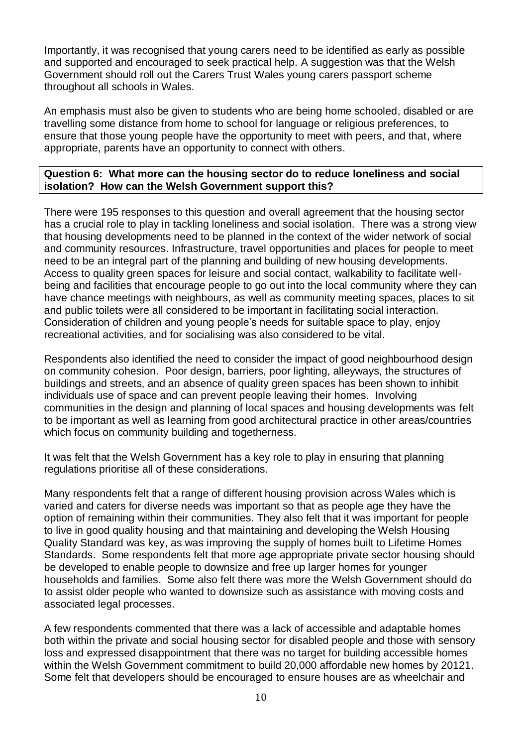Importantly, it was recognised that young carers need to be identified as early as possible and supported and encouraged to seek practical help. A suggestion was that the Welsh Government should roll out the Carers Trust Wales young carers passport scheme throughout all schools in Wales.

An emphasis must also be given to students who are being home schooled, disabled or are travelling some distance from home to school for language or religious preferences, to ensure that those young people have the opportunity to meet with peers, and that, where appropriate, parents have an opportunity to connect with others.

**Question 6: What more can the housing sector do to reduce loneliness and social isolation? How can the Welsh Government support this?**

There were 195 responses to this question and overall agreement that the housing sector has a crucial role to play in tackling loneliness and social isolation. There was a strong view that housing developments need to be planned in the context of the wider network of social and community resources. Infrastructure, travel opportunities and places for people to meet need to be an integral part of the planning and building of new housing developments. Access to quality green spaces for leisure and social contact, walkability to facilitate well-being and facilities that encourage people to go out into the local community where they can have chance meetings with neighbours, as well as community meeting spaces, places to sit and public toilets were all considered to be important in facilitating social interaction. Consideration of children and young people's needs for suitable space to play, enjoy recreational activities, and for socialising was also considered to be vital.

Respondents also identified the need to consider the impact of good neighbourhood design on community cohesion. Poor design, barriers, poor lighting, alleyways, the structures of buildings and streets, and an absence of quality green spaces has been shown to inhibit individuals use of space and can prevent people leaving their homes. Involving communities in the design and planning of local spaces and housing developments was felt to be important as well as learning from good architectural practice in other areas/countries which focus on community building and togetherness.

It was felt that the Welsh Government has a key role to play in ensuring that planning regulations prioritise all of these considerations.

Many respondents felt that a range of different housing provision across Wales which is varied and caters for diverse needs was important so that as people age they have the option of remaining within their communities. They also felt that it was important for people to live in good quality housing and that maintaining and developing the Welsh Housing Quality Standard was key, as was improving the supply of homes built to Lifetime Homes Standards. Some respondents felt that more age appropriate private sector housing should be developed to enable people to downsize and free up larger homes for younger households and families. Some also felt there was more the Welsh Government should do to assist older people who wanted to downsize such as assistance with moving costs and associated legal processes.

A few respondents commented that there was a lack of accessible and adaptable homes both within the private and social housing sector for disabled people and those with sensory loss and expressed disappointment that there was no target for building accessible homes within the Welsh Government commitment to build 20,000 affordable new homes by 20121. Some felt that developers should be encouraged to ensure houses are as wheelchair and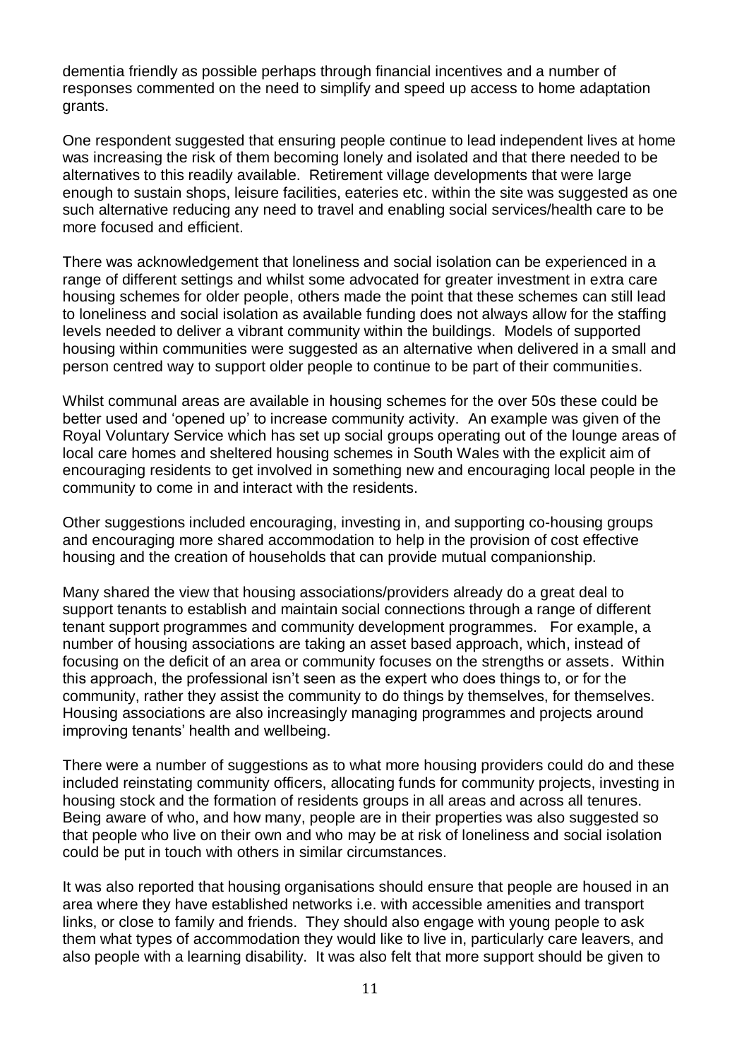dementia friendly as possible perhaps through financial incentives and a number of responses commented on the need to simplify and speed up access to home adaptation grants.

One respondent suggested that ensuring people continue to lead independent lives at home was increasing the risk of them becoming lonely and isolated and that there needed to be alternatives to this readily available. Retirement village developments that were large enough to sustain shops, leisure facilities, eateries etc. within the site was suggested as one such alternative reducing any need to travel and enabling social services/health care to be more focused and efficient.

There was acknowledgement that loneliness and social isolation can be experienced in a range of different settings and whilst some advocated for greater investment in extra care housing schemes for older people, others made the point that these schemes can still lead to loneliness and social isolation as available funding does not always allow for the staffing levels needed to deliver a vibrant community within the buildings. Models of supported housing within communities were suggested as an alternative when delivered in a small and person centred way to support older people to continue to be part of their communities.

Whilst communal areas are available in housing schemes for the over 50s these could be better used and 'opened up' to increase community activity. An example was given of the Royal Voluntary Service which has set up social groups operating out of the lounge areas of local care homes and sheltered housing schemes in South Wales with the explicit aim of encouraging residents to get involved in something new and encouraging local people in the community to come in and interact with the residents.

Other suggestions included encouraging, investing in, and supporting co-housing groups and encouraging more shared accommodation to help in the provision of cost effective housing and the creation of households that can provide mutual companionship.

Many shared the view that housing associations/providers already do a great deal to support tenants to establish and maintain social connections through a range of different tenant support programmes and community development programmes. For example, a number of housing associations are taking an asset based approach, which, instead of focusing on the deficit of an area or community focuses on the strengths or assets. Within this approach, the professional isn't seen as the expert who does things to, or for the community, rather they assist the community to do things by themselves, for themselves. Housing associations are also increasingly managing programmes and projects around improving tenants' health and wellbeing.

There were a number of suggestions as to what more housing providers could do and these included reinstating community officers, allocating funds for community projects, investing in housing stock and the formation of residents groups in all areas and across all tenures. Being aware of who, and how many, people are in their properties was also suggested so that people who live on their own and who may be at risk of loneliness and social isolation could be put in touch with others in similar circumstances.

It was also reported that housing organisations should ensure that people are housed in an area where they have established networks i.e. with accessible amenities and transport links, or close to family and friends. They should also engage with young people to ask them what types of accommodation they would like to live in, particularly care leavers, and also people with a learning disability. It was also felt that more support should be given to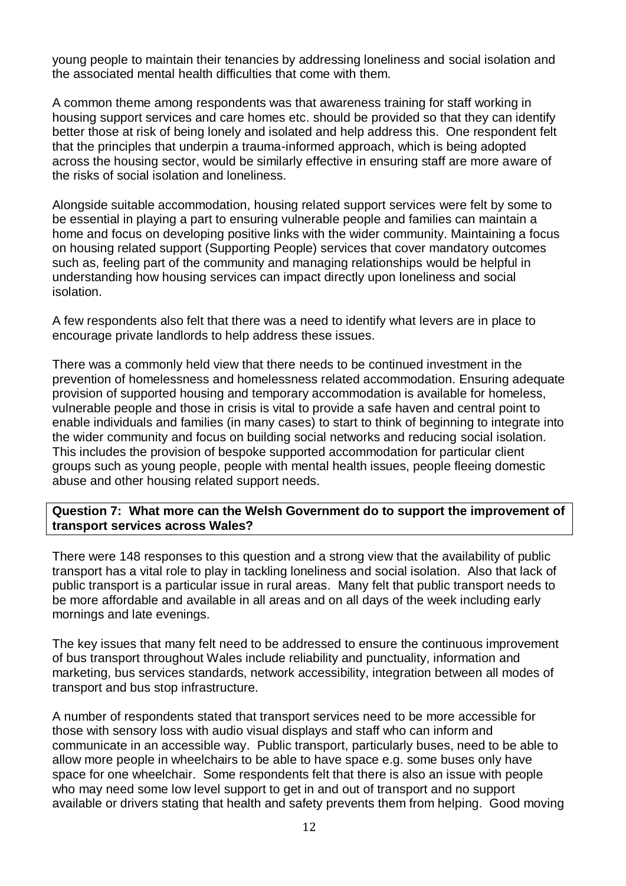young people to maintain their tenancies by addressing loneliness and social isolation and the associated mental health difficulties that come with them.

A common theme among respondents was that awareness training for staff working in housing support services and care homes etc. should be provided so that they can identify better those at risk of being lonely and isolated and help address this. One respondent felt that the principles that underpin a trauma-informed approach, which is being adopted across the housing sector, would be similarly effective in ensuring staff are more aware of the risks of social isolation and loneliness.

Alongside suitable accommodation, housing related support services were felt by some to be essential in playing a part to ensuring vulnerable people and families can maintain a home and focus on developing positive links with the wider community. Maintaining a focus on housing related support (Supporting People) services that cover mandatory outcomes such as, feeling part of the community and managing relationships would be helpful in understanding how housing services can impact directly upon loneliness and social isolation.

A few respondents also felt that there was a need to identify what levers are in place to encourage private landlords to help address these issues.

There was a commonly held view that there needs to be continued investment in the prevention of homelessness and homelessness related accommodation. Ensuring adequate provision of supported housing and temporary accommodation is available for homeless, vulnerable people and those in crisis is vital to provide a safe haven and central point to enable individuals and families (in many cases) to start to think of beginning to integrate into the wider community and focus on building social networks and reducing social isolation. This includes the provision of bespoke supported accommodation for particular client groups such as young people, people with mental health issues, people fleeing domestic abuse and other housing related support needs.

**Question 7: What more can the Welsh Government do to support the improvement of transport services across Wales?**

There were 148 responses to this question and a strong view that the availability of public transport has a vital role to play in tackling loneliness and social isolation. Also that lack of public transport is a particular issue in rural areas. Many felt that public transport needs to be more affordable and available in all areas and on all days of the week including early mornings and late evenings.

The key issues that many felt need to be addressed to ensure the continuous improvement of bus transport throughout Wales include reliability and punctuality, information and marketing, bus services standards, network accessibility, integration between all modes of transport and bus stop infrastructure.

A number of respondents stated that transport services need to be more accessible for those with sensory loss with audio visual displays and staff who can inform and communicate in an accessible way. Public transport, particularly buses, need to be able to allow more people in wheelchairs to be able to have space e.g. some buses only have space for one wheelchair. Some respondents felt that there is also an issue with people who may need some low level support to get in and out of transport and no support available or drivers stating that health and safety prevents them from helping. Good moving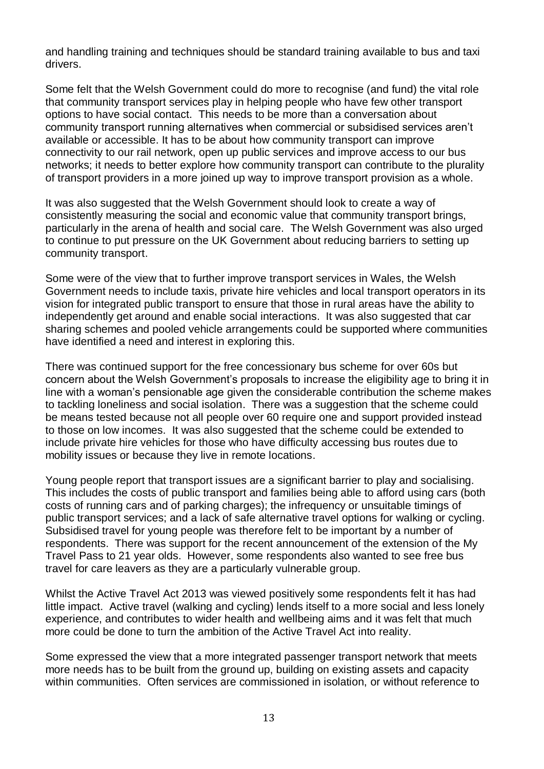and handling training and techniques should be standard training available to bus and taxi drivers.

Some felt that the Welsh Government could do more to recognise (and fund) the vital role that community transport services play in helping people who have few other transport options to have social contact. This needs to be more than a conversation about community transport running alternatives when commercial or subsidised services aren't available or accessible. It has to be about how community transport can improve connectivity to our rail network, open up public services and improve access to our bus networks; it needs to better explore how community transport can contribute to the plurality of transport providers in a more joined up way to improve transport provision as a whole.

It was also suggested that the Welsh Government should look to create a way of consistently measuring the social and economic value that community transport brings, particularly in the arena of health and social care. The Welsh Government was also urged to continue to put pressure on the UK Government about reducing barriers to setting up community transport.

Some were of the view that to further improve transport services in Wales, the Welsh Government needs to include taxis, private hire vehicles and local transport operators in its vision for integrated public transport to ensure that those in rural areas have the ability to independently get around and enable social interactions. It was also suggested that car sharing schemes and pooled vehicle arrangements could be supported where communities have identified a need and interest in exploring this.

There was continued support for the free concessionary bus scheme for over 60s but concern about the Welsh Government's proposals to increase the eligibility age to bring it in line with a woman's pensionable age given the considerable contribution the scheme makes to tackling loneliness and social isolation. There was a suggestion that the scheme could be means tested because not all people over 60 require one and support provided instead to those on low incomes. It was also suggested that the scheme could be extended to include private hire vehicles for those who have difficulty accessing bus routes due to mobility issues or because they live in remote locations.

Young people report that transport issues are a significant barrier to play and socialising. This includes the costs of public transport and families being able to afford using cars (both costs of running cars and of parking charges); the infrequency or unsuitable timings of public transport services; and a lack of safe alternative travel options for walking or cycling. Subsidised travel for young people was therefore felt to be important by a number of respondents. There was support for the recent announcement of the extension of the My Travel Pass to 21 year olds. However, some respondents also wanted to see free bus travel for care leavers as they are a particularly vulnerable group.

Whilst the Active Travel Act 2013 was viewed positively some respondents felt it has had little impact. Active travel (walking and cycling) lends itself to a more social and less lonely experience, and contributes to wider health and wellbeing aims and it was felt that much more could be done to turn the ambition of the Active Travel Act into reality.

Some expressed the view that a more integrated passenger transport network that meets more needs has to be built from the ground up, building on existing assets and capacity within communities. Often services are commissioned in isolation, or without reference to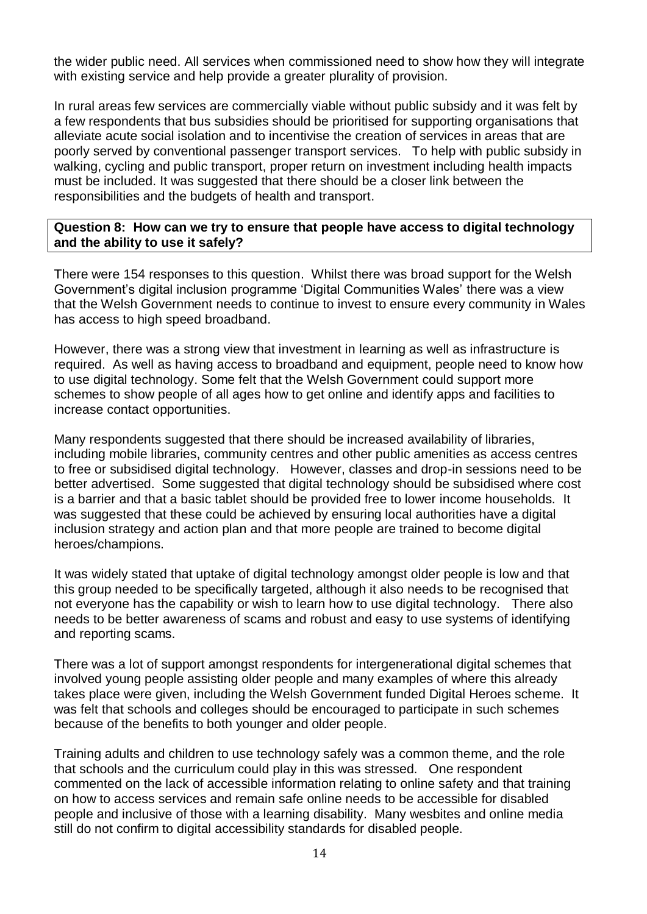the wider public need. All services when commissioned need to show how they will integrate with existing service and help provide a greater plurality of provision.

In rural areas few services are commercially viable without public subsidy and it was felt by a few respondents that bus subsidies should be prioritised for supporting organisations that alleviate acute social isolation and to incentivise the creation of services in areas that are poorly served by conventional passenger transport services. To help with public subsidy in walking, cycling and public transport, proper return on investment including health impacts must be included. It was suggested that there should be a closer link between the responsibilities and the budgets of health and transport.

**Question 8: How can we try to ensure that people have access to digital technology and the ability to use it safely?**

There were 154 responses to this question. Whilst there was broad support for the Welsh Government's digital inclusion programme 'Digital Communities Wales' there was a view that the Welsh Government needs to continue to invest to ensure every community in Wales has access to high speed broadband.

However, there was a strong view that investment in learning as well as infrastructure is required. As well as having access to broadband and equipment, people need to know how to use digital technology. Some felt that the Welsh Government could support more schemes to show people of all ages how to get online and identify apps and facilities to increase contact opportunities.

Many respondents suggested that there should be increased availability of libraries, including mobile libraries, community centres and other public amenities as access centres to free or subsidised digital technology. However, classes and drop-in sessions need to be better advertised. Some suggested that digital technology should be subsidised where cost is a barrier and that a basic tablet should be provided free to lower income households. It was suggested that these could be achieved by ensuring local authorities have a digital inclusion strategy and action plan and that more people are trained to become digital heroes/champions.

It was widely stated that uptake of digital technology amongst older people is low and that this group needed to be specifically targeted, although it also needs to be recognised that not everyone has the capability or wish to learn how to use digital technology. There also needs to be better awareness of scams and robust and easy to use systems of identifying and reporting scams.

There was a lot of support amongst respondents for intergenerational digital schemes that involved young people assisting older people and many examples of where this already takes place were given, including the Welsh Government funded Digital Heroes scheme. It was felt that schools and colleges should be encouraged to participate in such schemes because of the benefits to both younger and older people.

Training adults and children to use technology safely was a common theme, and the role that schools and the curriculum could play in this was stressed. One respondent commented on the lack of accessible information relating to online safety and that training on how to access services and remain safe online needs to be accessible for disabled people and inclusive of those with a learning disability. Many wesbites and online media still do not confirm to digital accessibility standards for disabled people.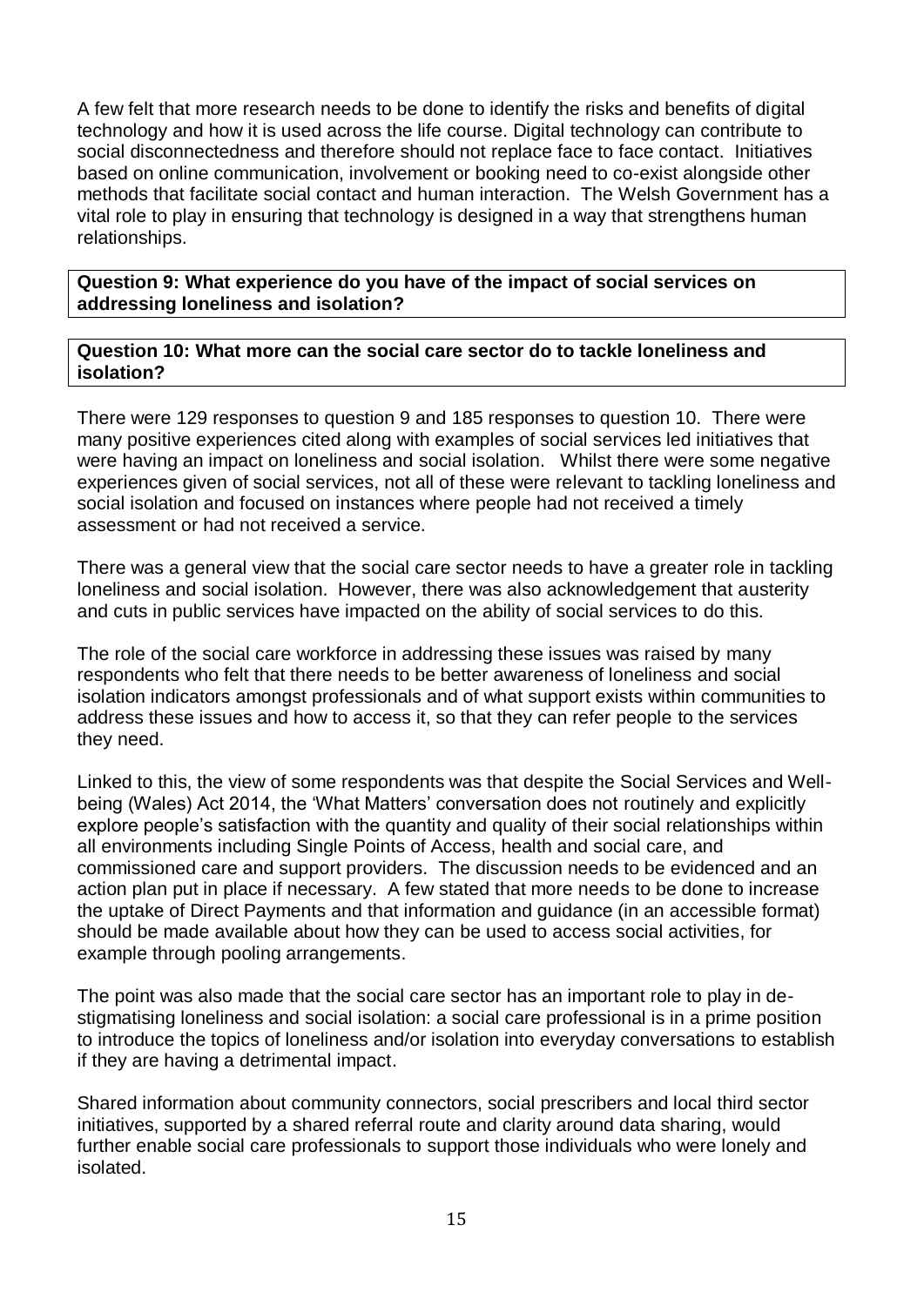A few felt that more research needs to be done to identify the risks and benefits of digital technology and how it is used across the life course. Digital technology can contribute to social disconnectedness and therefore should not replace face to face contact. Initiatives based on online communication, involvement or booking need to co-exist alongside other methods that facilitate social contact and human interaction. The Welsh Government has a vital role to play in ensuring that technology is designed in a way that strengthens human relationships.

**Question 9: What experience do you have of the impact of social services on addressing loneliness and isolation?**

**Question 10: What more can the social care sector do to tackle loneliness and isolation?**

There were 129 responses to question 9 and 185 responses to question 10. There were many positive experiences cited along with examples of social services led initiatives that were having an impact on loneliness and social isolation. Whilst there were some negative experiences given of social services, not all of these were relevant to tackling loneliness and social isolation and focused on instances where people had not received a timely assessment or had not received a service.

There was a general view that the social care sector needs to have a greater role in tackling loneliness and social isolation. However, there was also acknowledgement that austerity and cuts in public services have impacted on the ability of social services to do this.

The role of the social care workforce in addressing these issues was raised by many respondents who felt that there needs to be better awareness of loneliness and social isolation indicators amongst professionals and of what support exists within communities to address these issues and how to access it, so that they can refer people to the services they need.

Linked to this, the view of some respondents was that despite the Social Services and Well-being (Wales) Act 2014, the 'What Matters' conversation does not routinely and explicitly explore people's satisfaction with the quantity and quality of their social relationships within all environments including Single Points of Access, health and social care, and commissioned care and support providers. The discussion needs to be evidenced and an action plan put in place if necessary. A few stated that more needs to be done to increase the uptake of Direct Payments and that information and guidance (in an accessible format) should be made available about how they can be used to access social activities, for example through pooling arrangements.

The point was also made that the social care sector has an important role to play in de-stigmatising loneliness and social isolation: a social care professional is in a prime position to introduce the topics of loneliness and/or isolation into everyday conversations to establish if they are having a detrimental impact.

Shared information about community connectors, social prescribers and local third sector initiatives, supported by a shared referral route and clarity around data sharing, would further enable social care professionals to support those individuals who were lonely and isolated.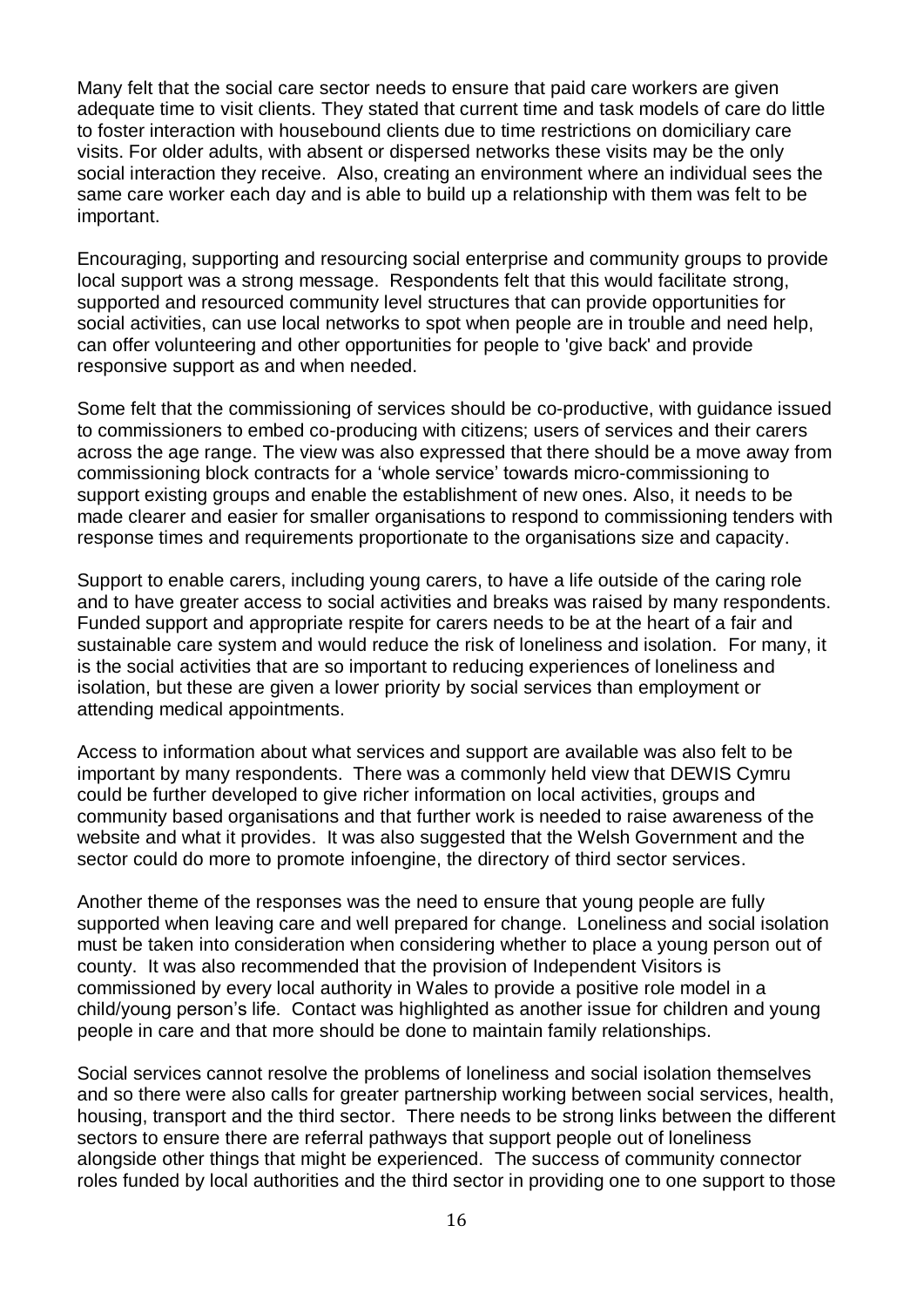Many felt that the social care sector needs to ensure that paid care workers are given adequate time to visit clients. They stated that current time and task models of care do little to foster interaction with housebound clients due to time restrictions on domiciliary care visits. For older adults, with absent or dispersed networks these visits may be the only social interaction they receive. Also, creating an environment where an individual sees the same care worker each day and is able to build up a relationship with them was felt to be important.

Encouraging, supporting and resourcing social enterprise and community groups to provide local support was a strong message. Respondents felt that this would facilitate strong, supported and resourced community level structures that can provide opportunities for social activities, can use local networks to spot when people are in trouble and need help, can offer volunteering and other opportunities for people to 'give back' and provide responsive support as and when needed.

Some felt that the commissioning of services should be co-productive, with guidance issued to commissioners to embed co-producing with citizens; users of services and their carers across the age range. The view was also expressed that there should be a move away from commissioning block contracts for a 'whole service' towards micro-commissioning to support existing groups and enable the establishment of new ones. Also, it needs to be made clearer and easier for smaller organisations to respond to commissioning tenders with response times and requirements proportionate to the organisations size and capacity.

Support to enable carers, including young carers, to have a life outside of the caring role and to have greater access to social activities and breaks was raised by many respondents. Funded support and appropriate respite for carers needs to be at the heart of a fair and sustainable care system and would reduce the risk of loneliness and isolation. For many, it is the social activities that are so important to reducing experiences of loneliness and isolation, but these are given a lower priority by social services than employment or attending medical appointments.

Access to information about what services and support are available was also felt to be important by many respondents. There was a commonly held view that DEWIS Cymru could be further developed to give richer information on local activities, groups and community based organisations and that further work is needed to raise awareness of the website and what it provides. It was also suggested that the Welsh Government and the sector could do more to promote infoengine, the directory of third sector services.

Another theme of the responses was the need to ensure that young people are fully supported when leaving care and well prepared for change. Loneliness and social isolation must be taken into consideration when considering whether to place a young person out of county. It was also recommended that the provision of Independent Visitors is commissioned by every local authority in Wales to provide a positive role model in a child/young person's life. Contact was highlighted as another issue for children and young people in care and that more should be done to maintain family relationships.

Social services cannot resolve the problems of loneliness and social isolation themselves and so there were also calls for greater partnership working between social services, health, housing, transport and the third sector. There needs to be strong links between the different sectors to ensure there are referral pathways that support people out of loneliness alongside other things that might be experienced. The success of community connector roles funded by local authorities and the third sector in providing one to one support to those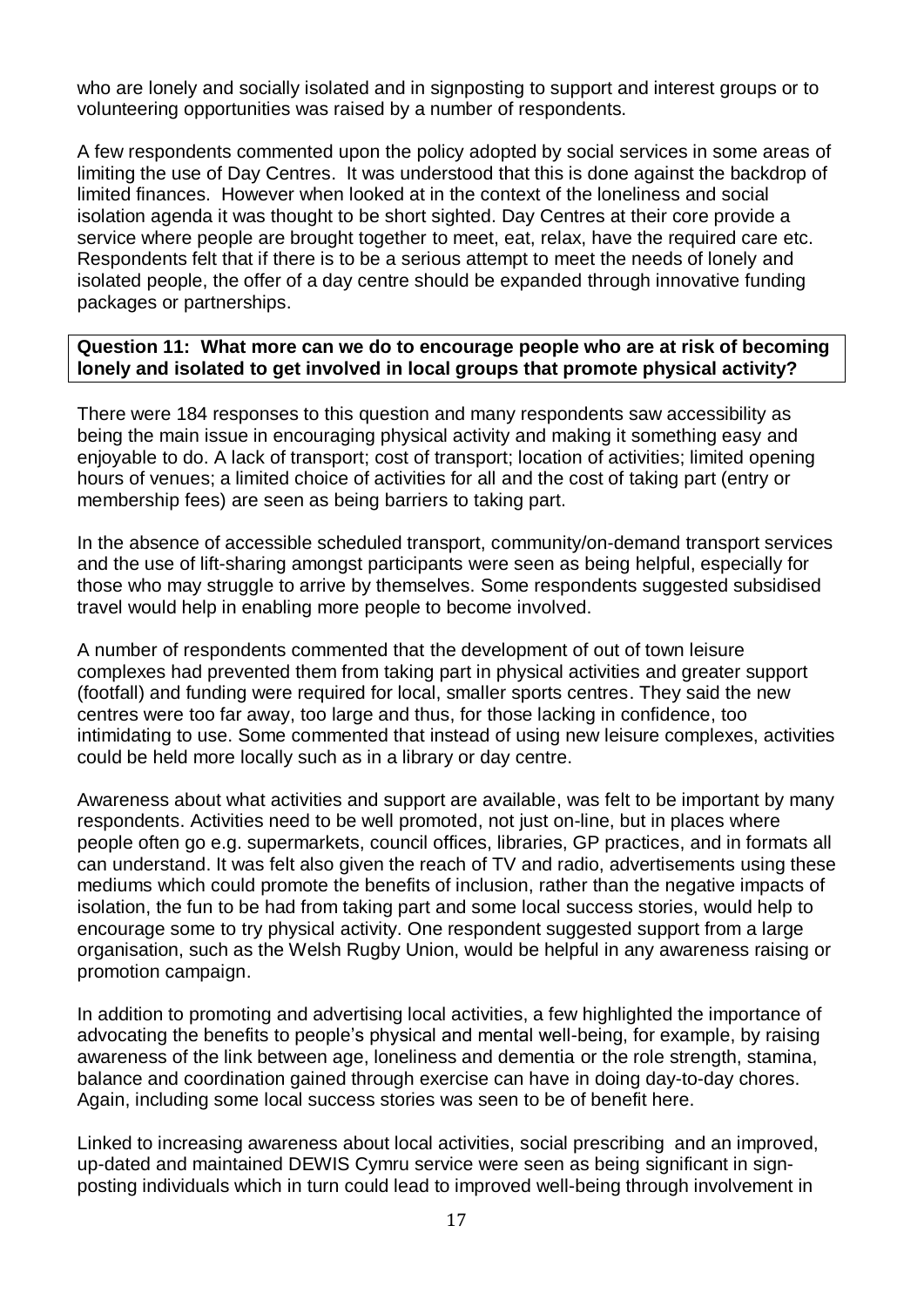who are lonely and socially isolated and in signposting to support and interest groups or to volunteering opportunities was raised by a number of respondents.

A few respondents commented upon the policy adopted by social services in some areas of limiting the use of Day Centres. It was understood that this is done against the backdrop of limited finances. However when looked at in the context of the loneliness and social isolation agenda it was thought to be short sighted. Day Centres at their core provide a service where people are brought together to meet, eat, relax, have the required care etc. Respondents felt that if there is to be a serious attempt to meet the needs of lonely and isolated people, the offer of a day centre should be expanded through innovative funding packages or partnerships.

**Question 11: What more can we do to encourage people who are at risk of becoming lonely and isolated to get involved in local groups that promote physical activity?**

There were 184 responses to this question and many respondents saw accessibility as being the main issue in encouraging physical activity and making it something easy and enjoyable to do. A lack of transport; cost of transport; location of activities; limited opening hours of venues; a limited choice of activities for all and the cost of taking part (entry or membership fees) are seen as being barriers to taking part.

In the absence of accessible scheduled transport, community/on-demand transport services and the use of lift-sharing amongst participants were seen as being helpful, especially for those who may struggle to arrive by themselves. Some respondents suggested subsidised travel would help in enabling more people to become involved.

A number of respondents commented that the development of out of town leisure complexes had prevented them from taking part in physical activities and greater support (footfall) and funding were required for local, smaller sports centres. They said the new centres were too far away, too large and thus, for those lacking in confidence, too intimidating to use. Some commented that instead of using new leisure complexes, activities could be held more locally such as in a library or day centre.

Awareness about what activities and support are available, was felt to be important by many respondents. Activities need to be well promoted, not just on-line, but in places where people often go e.g. supermarkets, council offices, libraries, GP practices, and in formats all can understand. It was felt also given the reach of TV and radio, advertisements using these mediums which could promote the benefits of inclusion, rather than the negative impacts of isolation, the fun to be had from taking part and some local success stories, would help to encourage some to try physical activity. One respondent suggested support from a large organisation, such as the Welsh Rugby Union, would be helpful in any awareness raising or promotion campaign.

In addition to promoting and advertising local activities, a few highlighted the importance of advocating the benefits to people's physical and mental well-being, for example, by raising awareness of the link between age, loneliness and dementia or the role strength, stamina, balance and coordination gained through exercise can have in doing day-to-day chores. Again, including some local success stories was seen to be of benefit here.

Linked to increasing awareness about local activities, social prescribing and an improved, up-dated and maintained DEWIS Cymru service were seen as being significant in sign-posting individuals which in turn could lead to improved well-being through involvement in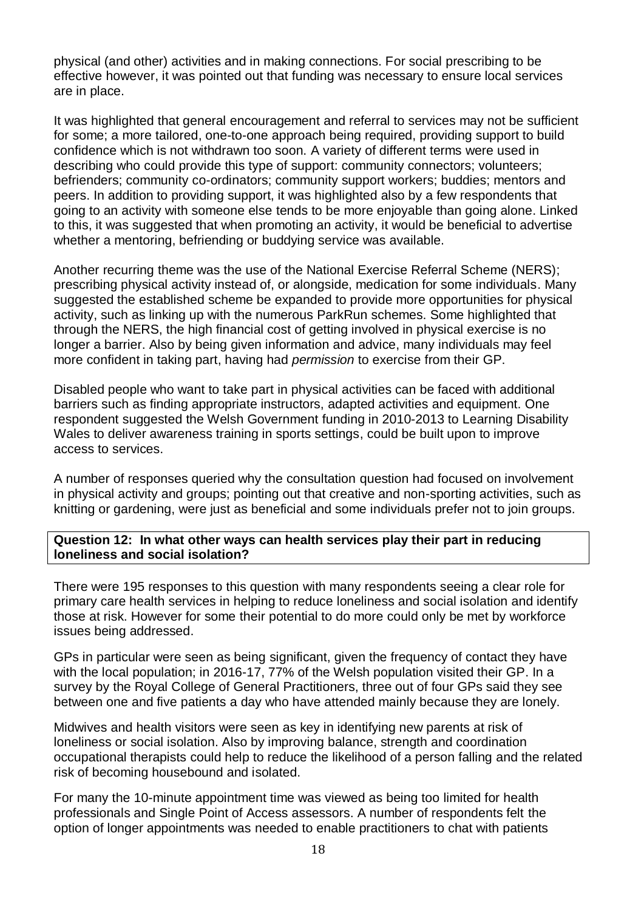physical (and other) activities and in making connections. For social prescribing to be effective however, it was pointed out that funding was necessary to ensure local services are in place.

It was highlighted that general encouragement and referral to services may not be sufficient for some; a more tailored, one-to-one approach being required, providing support to build confidence which is not withdrawn too soon. A variety of different terms were used in describing who could provide this type of support: community connectors; volunteers; befrienders; community co-ordinators; community support workers; buddies; mentors and peers. In addition to providing support, it was highlighted also by a few respondents that going to an activity with someone else tends to be more enjoyable than going alone. Linked to this, it was suggested that when promoting an activity, it would be beneficial to advertise whether a mentoring, befriending or buddying service was available.

Another recurring theme was the use of the National Exercise Referral Scheme (NERS); prescribing physical activity instead of, or alongside, medication for some individuals. Many suggested the established scheme be expanded to provide more opportunities for physical activity, such as linking up with the numerous ParkRun schemes. Some highlighted that through the NERS, the high financial cost of getting involved in physical exercise is no longer a barrier. Also by being given information and advice, many individuals may feel more confident in taking part, having had *permission* to exercise from their GP.

Disabled people who want to take part in physical activities can be faced with additional barriers such as finding appropriate instructors, adapted activities and equipment. One respondent suggested the Welsh Government funding in 2010-2013 to Learning Disability Wales to deliver awareness training in sports settings, could be built upon to improve access to services.

A number of responses queried why the consultation question had focused on involvement in physical activity and groups; pointing out that creative and non-sporting activities, such as knitting or gardening, were just as beneficial and some individuals prefer not to join groups.

**Question 12: In what other ways can health services play their part in reducing loneliness and social isolation?**

There were 195 responses to this question with many respondents seeing a clear role for primary care health services in helping to reduce loneliness and social isolation and identify those at risk. However for some their potential to do more could only be met by workforce issues being addressed.

GPs in particular were seen as being significant, given the frequency of contact they have with the local population; in 2016-17, 77% of the Welsh population visited their GP. In a survey by the Royal College of General Practitioners, three out of four GPs said they see between one and five patients a day who have attended mainly because they are lonely.

Midwives and health visitors were seen as key in identifying new parents at risk of loneliness or social isolation. Also by improving balance, strength and coordination occupational therapists could help to reduce the likelihood of a person falling and the related risk of becoming housebound and isolated.

For many the 10-minute appointment time was viewed as being too limited for health professionals and Single Point of Access assessors. A number of respondents felt the option of longer appointments was needed to enable practitioners to chat with patients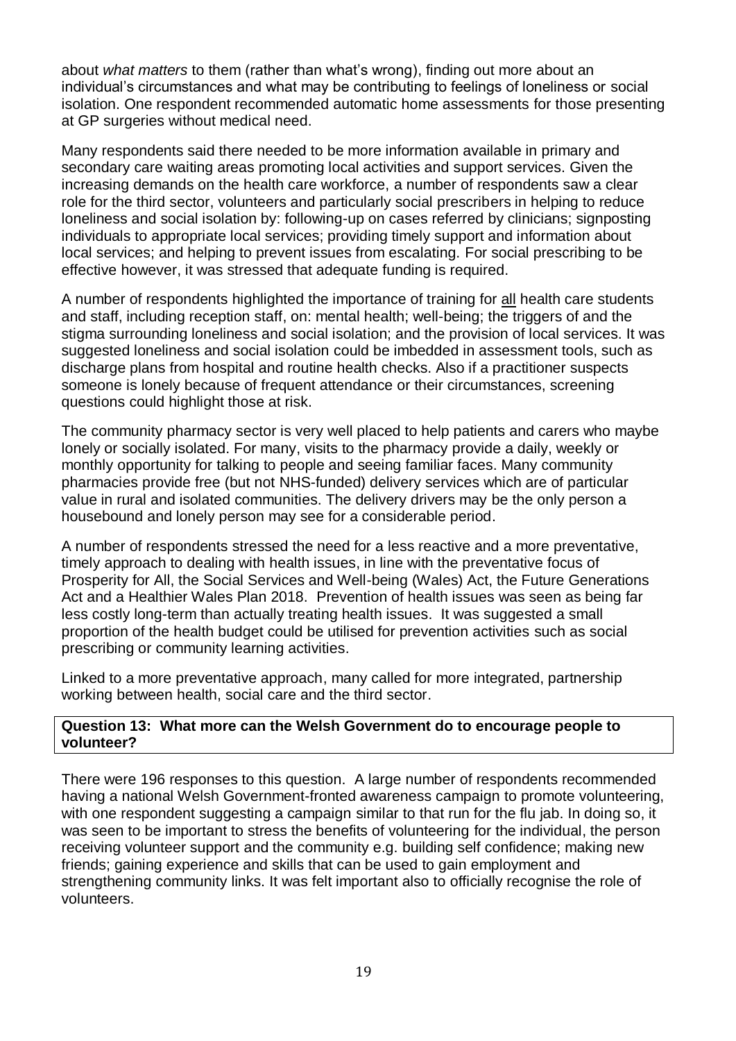about *what matters* to them (rather than what's wrong), finding out more about an individual's circumstances and what may be contributing to feelings of loneliness or social isolation. One respondent recommended automatic home assessments for those presenting at GP surgeries without medical need.

Many respondents said there needed to be more information available in primary and secondary care waiting areas promoting local activities and support services. Given the increasing demands on the health care workforce, a number of respondents saw a clear role for the third sector, volunteers and particularly social prescribers in helping to reduce loneliness and social isolation by: following-up on cases referred by clinicians; signposting individuals to appropriate local services; providing timely support and information about local services; and helping to prevent issues from escalating. For social prescribing to be effective however, it was stressed that adequate funding is required.

A number of respondents highlighted the importance of training for <u>all</u> health care students and staff, including reception staff, on: mental health; well-being; the triggers of and the stigma surrounding loneliness and social isolation; and the provision of local services. It was suggested loneliness and social isolation could be imbedded in assessment tools, such as discharge plans from hospital and routine health checks. Also if a practitioner suspects someone is lonely because of frequent attendance or their circumstances, screening questions could highlight those at risk.

The community pharmacy sector is very well placed to help patients and carers who maybe lonely or socially isolated. For many, visits to the pharmacy provide a daily, weekly or monthly opportunity for talking to people and seeing familiar faces. Many community pharmacies provide free (but not NHS-funded) delivery services which are of particular value in rural and isolated communities. The delivery drivers may be the only person a housebound and lonely person may see for a considerable period.

A number of respondents stressed the need for a less reactive and a more preventative, timely approach to dealing with health issues, in line with the preventative focus of Prosperity for All, the Social Services and Well-being (Wales) Act, the Future Generations Act and a Healthier Wales Plan 2018. Prevention of health issues was seen as being far less costly long-term than actually treating health issues. It was suggested a small proportion of the health budget could be utilised for prevention activities such as social prescribing or community learning activities.

Linked to a more preventative approach, many called for more integrated, partnership working between health, social care and the third sector.

**Question 13: What more can the Welsh Government do to encourage people to volunteer?**

There were 196 responses to this question. A large number of respondents recommended having a national Welsh Government-fronted awareness campaign to promote volunteering, with one respondent suggesting a campaign similar to that run for the flu jab. In doing so, it was seen to be important to stress the benefits of volunteering for the individual, the person receiving volunteer support and the community e.g. building self confidence; making new friends; gaining experience and skills that can be used to gain employment and strengthening community links. It was felt important also to officially recognise the role of volunteers.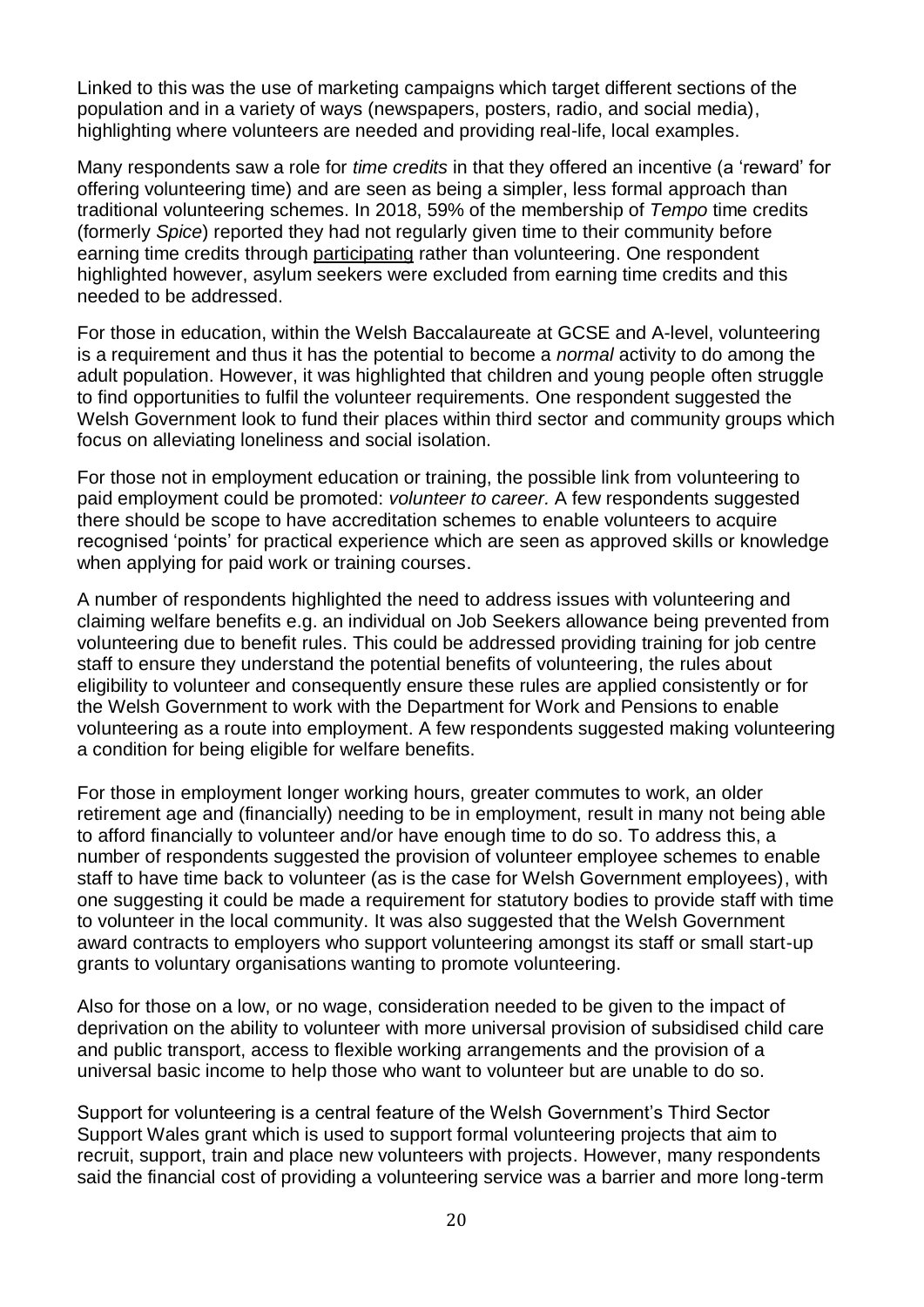Linked to this was the use of marketing campaigns which target different sections of the population and in a variety of ways (newspapers, posters, radio, and social media), highlighting where volunteers are needed and providing real-life, local examples.

Many respondents saw a role for *time credits* in that they offered an incentive (a 'reward' for offering volunteering time) and are seen as being a simpler, less formal approach than traditional volunteering schemes. In 2018, 59% of the membership of *Tempo* time credits (formerly *Spice*) reported they had not regularly given time to their community before earning time credits through participating rather than volunteering. One respondent highlighted however, asylum seekers were excluded from earning time credits and this needed to be addressed.

For those in education, within the Welsh Baccalaureate at GCSE and A-level, volunteering is a requirement and thus it has the potential to become a *normal* activity to do among the adult population. However, it was highlighted that children and young people often struggle to find opportunities to fulfil the volunteer requirements. One respondent suggested the Welsh Government look to fund their places within third sector and community groups which focus on alleviating loneliness and social isolation.

For those not in employment education or training, the possible link from volunteering to paid employment could be promoted: *volunteer to career.* A few respondents suggested there should be scope to have accreditation schemes to enable volunteers to acquire recognised 'points' for practical experience which are seen as approved skills or knowledge when applying for paid work or training courses.

A number of respondents highlighted the need to address issues with volunteering and claiming welfare benefits e.g. an individual on Job Seekers allowance being prevented from volunteering due to benefit rules. This could be addressed providing training for job centre staff to ensure they understand the potential benefits of volunteering, the rules about eligibility to volunteer and consequently ensure these rules are applied consistently or for the Welsh Government to work with the Department for Work and Pensions to enable volunteering as a route into employment. A few respondents suggested making volunteering a condition for being eligible for welfare benefits.

For those in employment longer working hours, greater commutes to work, an older retirement age and (financially) needing to be in employment, result in many not being able to afford financially to volunteer and/or have enough time to do so. To address this, a number of respondents suggested the provision of volunteer employee schemes to enable staff to have time back to volunteer (as is the case for Welsh Government employees), with one suggesting it could be made a requirement for statutory bodies to provide staff with time to volunteer in the local community. It was also suggested that the Welsh Government award contracts to employers who support volunteering amongst its staff or small start-up grants to voluntary organisations wanting to promote volunteering.

Also for those on a low, or no wage, consideration needed to be given to the impact of deprivation on the ability to volunteer with more universal provision of subsidised child care and public transport, access to flexible working arrangements and the provision of a universal basic income to help those who want to volunteer but are unable to do so.

Support for volunteering is a central feature of the Welsh Government's Third Sector Support Wales grant which is used to support formal volunteering projects that aim to recruit, support, train and place new volunteers with projects. However, many respondents said the financial cost of providing a volunteering service was a barrier and more long-term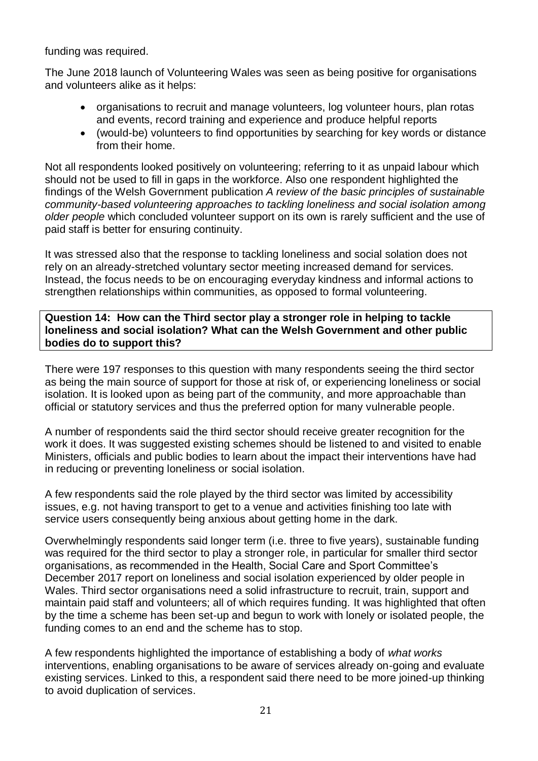funding was required.

The June 2018 launch of Volunteering Wales was seen as being positive for organisations and volunteers alike as it helps:

- organisations to recruit and manage volunteers, log volunteer hours, plan rotas and events, record training and experience and produce helpful reports
- (would-be) volunteers to find opportunities by searching for key words or distance from their home.

Not all respondents looked positively on volunteering; referring to it as unpaid labour which should not be used to fill in gaps in the workforce. Also one respondent highlighted the findings of the Welsh Government publication *A review of the basic principles of sustainable community-based volunteering approaches to tackling loneliness and social isolation among older people* which concluded volunteer support on its own is rarely sufficient and the use of paid staff is better for ensuring continuity.

It was stressed also that the response to tackling loneliness and social solation does not rely on an already-stretched voluntary sector meeting increased demand for services. Instead, the focus needs to be on encouraging everyday kindness and informal actions to strengthen relationships within communities, as opposed to formal volunteering.

**Question 14: How can the Third sector play a stronger role in helping to tackle loneliness and social isolation? What can the Welsh Government and other public bodies do to support this?**

There were 197 responses to this question with many respondents seeing the third sector as being the main source of support for those at risk of, or experiencing loneliness or social isolation. It is looked upon as being part of the community, and more approachable than official or statutory services and thus the preferred option for many vulnerable people.

A number of respondents said the third sector should receive greater recognition for the work it does. It was suggested existing schemes should be listened to and visited to enable Ministers, officials and public bodies to learn about the impact their interventions have had in reducing or preventing loneliness or social isolation.

A few respondents said the role played by the third sector was limited by accessibility issues, e.g. not having transport to get to a venue and activities finishing too late with service users consequently being anxious about getting home in the dark.

Overwhelmingly respondents said longer term (i.e. three to five years), sustainable funding was required for the third sector to play a stronger role, in particular for smaller third sector organisations, as recommended in the Health, Social Care and Sport Committee's December 2017 report on loneliness and social isolation experienced by older people in Wales. Third sector organisations need a solid infrastructure to recruit, train, support and maintain paid staff and volunteers; all of which requires funding. It was highlighted that often by the time a scheme has been set-up and begun to work with lonely or isolated people, the funding comes to an end and the scheme has to stop.

A few respondents highlighted the importance of establishing a body of *what works* interventions, enabling organisations to be aware of services already on-going and evaluate existing services. Linked to this, a respondent said there need to be more joined-up thinking to avoid duplication of services.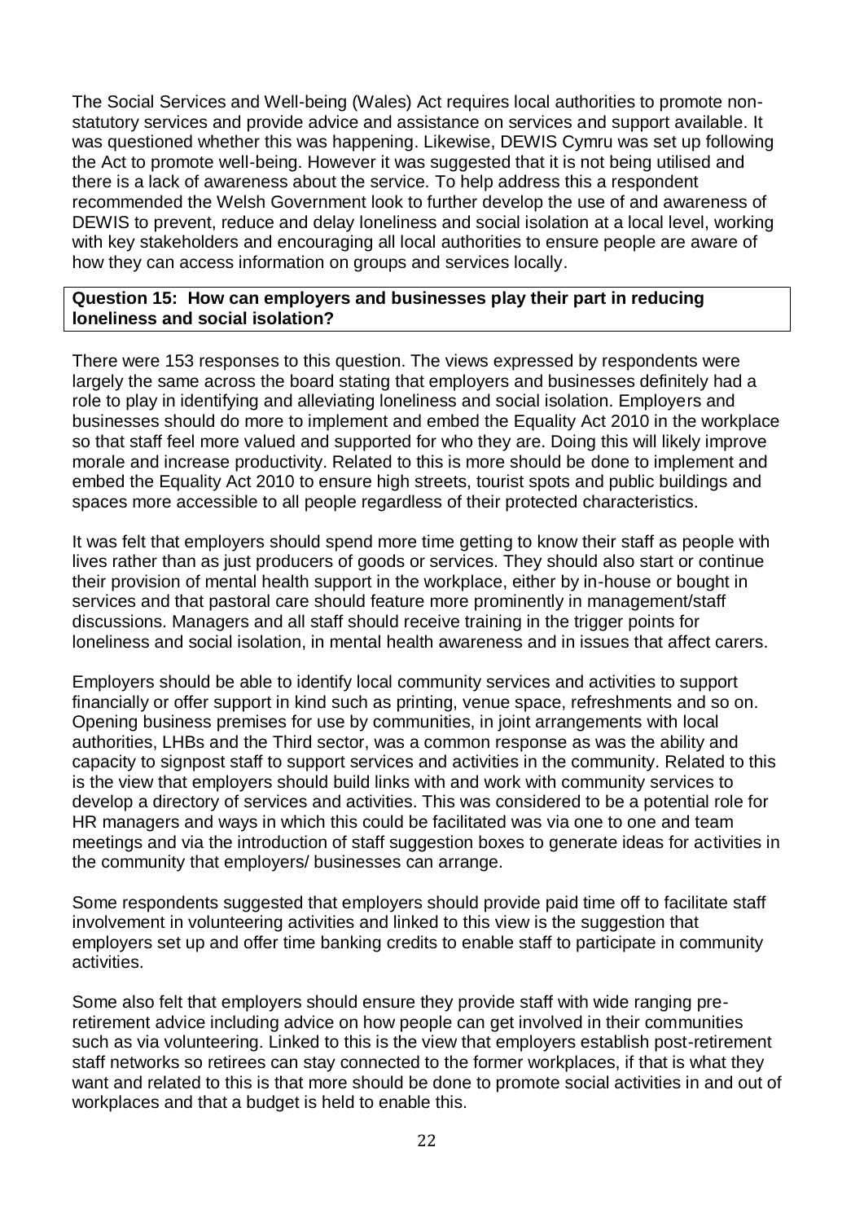The Social Services and Well-being (Wales) Act requires local authorities to promote non-statutory services and provide advice and assistance on services and support available. It was questioned whether this was happening. Likewise, DEWIS Cymru was set up following the Act to promote well-being. However it was suggested that it is not being utilised and there is a lack of awareness about the service. To help address this a respondent recommended the Welsh Government look to further develop the use of and awareness of DEWIS to prevent, reduce and delay loneliness and social isolation at a local level, working with key stakeholders and encouraging all local authorities to ensure people are aware of how they can access information on groups and services locally.

**Question 15: How can employers and businesses play their part in reducing loneliness and social isolation?**

There were 153 responses to this question. The views expressed by respondents were largely the same across the board stating that employers and businesses definitely had a role to play in identifying and alleviating loneliness and social isolation. Employers and businesses should do more to implement and embed the Equality Act 2010 in the workplace so that staff feel more valued and supported for who they are. Doing this will likely improve morale and increase productivity. Related to this is more should be done to implement and embed the Equality Act 2010 to ensure high streets, tourist spots and public buildings and spaces more accessible to all people regardless of their protected characteristics.

It was felt that employers should spend more time getting to know their staff as people with lives rather than as just producers of goods or services. They should also start or continue their provision of mental health support in the workplace, either by in-house or bought in services and that pastoral care should feature more prominently in management/staff discussions. Managers and all staff should receive training in the trigger points for loneliness and social isolation, in mental health awareness and in issues that affect carers.

Employers should be able to identify local community services and activities to support financially or offer support in kind such as printing, venue space, refreshments and so on. Opening business premises for use by communities, in joint arrangements with local authorities, LHBs and the Third sector, was a common response as was the ability and capacity to signpost staff to support services and activities in the community. Related to this is the view that employers should build links with and work with community services to develop a directory of services and activities. This was considered to be a potential role for HR managers and ways in which this could be facilitated was via one to one and team meetings and via the introduction of staff suggestion boxes to generate ideas for activities in the community that employers/ businesses can arrange.

Some respondents suggested that employers should provide paid time off to facilitate staff involvement in volunteering activities and linked to this view is the suggestion that employers set up and offer time banking credits to enable staff to participate in community activities.

Some also felt that employers should ensure they provide staff with wide ranging pre-retirement advice including advice on how people can get involved in their communities such as via volunteering. Linked to this is the view that employers establish post-retirement staff networks so retirees can stay connected to the former workplaces, if that is what they want and related to this is that more should be done to promote social activities in and out of workplaces and that a budget is held to enable this.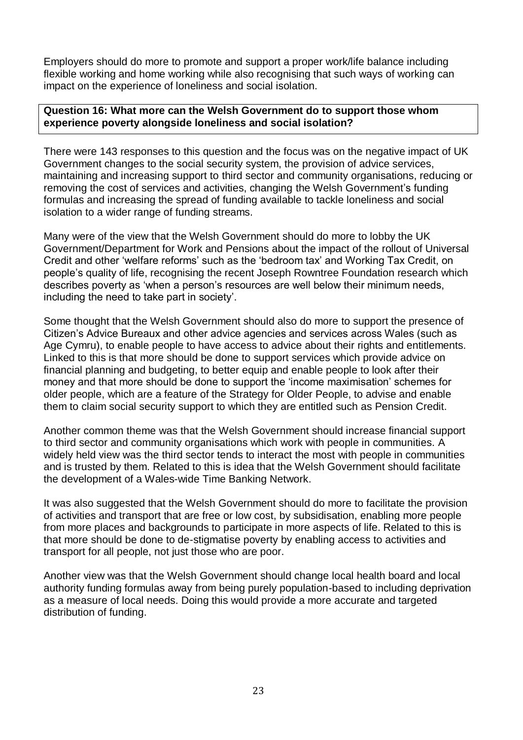Employers should do more to promote and support a proper work/life balance including flexible working and home working while also recognising that such ways of working can impact on the experience of loneliness and social isolation.

**Question 16: What more can the Welsh Government do to support those whom experience poverty alongside loneliness and social isolation?**

There were 143 responses to this question and the focus was on the negative impact of UK Government changes to the social security system, the provision of advice services, maintaining and increasing support to third sector and community organisations, reducing or removing the cost of services and activities, changing the Welsh Government's funding formulas and increasing the spread of funding available to tackle loneliness and social isolation to a wider range of funding streams.

Many were of the view that the Welsh Government should do more to lobby the UK Government/Department for Work and Pensions about the impact of the rollout of Universal Credit and other 'welfare reforms' such as the 'bedroom tax' and Working Tax Credit, on people's quality of life, recognising the recent Joseph Rowntree Foundation research which describes poverty as 'when a person's resources are well below their minimum needs, including the need to take part in society'.

Some thought that the Welsh Government should also do more to support the presence of Citizen's Advice Bureaux and other advice agencies and services across Wales (such as Age Cymru), to enable people to have access to advice about their rights and entitlements. Linked to this is that more should be done to support services which provide advice on financial planning and budgeting, to better equip and enable people to look after their money and that more should be done to support the 'income maximisation' schemes for older people, which are a feature of the Strategy for Older People, to advise and enable them to claim social security support to which they are entitled such as Pension Credit.

Another common theme was that the Welsh Government should increase financial support to third sector and community organisations which work with people in communities. A widely held view was the third sector tends to interact the most with people in communities and is trusted by them. Related to this is idea that the Welsh Government should facilitate the development of a Wales-wide Time Banking Network.

It was also suggested that the Welsh Government should do more to facilitate the provision of activities and transport that are free or low cost, by subsidisation, enabling more people from more places and backgrounds to participate in more aspects of life. Related to this is that more should be done to de-stigmatise poverty by enabling access to activities and transport for all people, not just those who are poor.

Another view was that the Welsh Government should change local health board and local authority funding formulas away from being purely population-based to including deprivation as a measure of local needs. Doing this would provide a more accurate and targeted distribution of funding.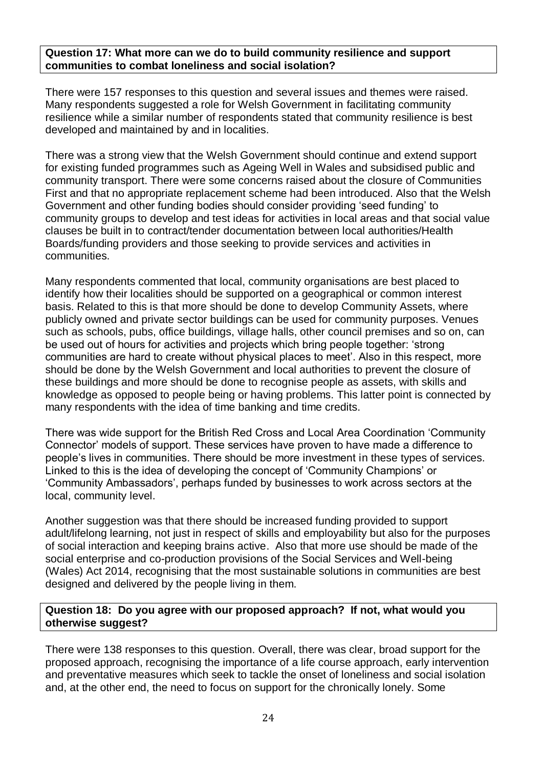**Question 17: What more can we do to build community resilience and support communities to combat loneliness and social isolation?**

There were 157 responses to this question and several issues and themes were raised. Many respondents suggested a role for Welsh Government in facilitating community resilience while a similar number of respondents stated that community resilience is best developed and maintained by and in localities.

There was a strong view that the Welsh Government should continue and extend support for existing funded programmes such as Ageing Well in Wales and subsidised public and community transport. There were some concerns raised about the closure of Communities First and that no appropriate replacement scheme had been introduced. Also that the Welsh Government and other funding bodies should consider providing 'seed funding' to community groups to develop and test ideas for activities in local areas and that social value clauses be built in to contract/tender documentation between local authorities/Health Boards/funding providers and those seeking to provide services and activities in communities.

Many respondents commented that local, community organisations are best placed to identify how their localities should be supported on a geographical or common interest basis. Related to this is that more should be done to develop Community Assets, where publicly owned and private sector buildings can be used for community purposes. Venues such as schools, pubs, office buildings, village halls, other council premises and so on, can be used out of hours for activities and projects which bring people together: 'strong communities are hard to create without physical places to meet'. Also in this respect, more should be done by the Welsh Government and local authorities to prevent the closure of these buildings and more should be done to recognise people as assets, with skills and knowledge as opposed to people being or having problems. This latter point is connected by many respondents with the idea of time banking and time credits.

There was wide support for the British Red Cross and Local Area Coordination 'Community Connector' models of support. These services have proven to have made a difference to people's lives in communities. There should be more investment in these types of services. Linked to this is the idea of developing the concept of 'Community Champions' or 'Community Ambassadors', perhaps funded by businesses to work across sectors at the local, community level.

Another suggestion was that there should be increased funding provided to support adult/lifelong learning, not just in respect of skills and employability but also for the purposes of social interaction and keeping brains active. Also that more use should be made of the social enterprise and co-production provisions of the Social Services and Well-being (Wales) Act 2014, recognising that the most sustainable solutions in communities are best designed and delivered by the people living in them.

**Question 18: Do you agree with our proposed approach? If not, what would you otherwise suggest?**

There were 138 responses to this question. Overall, there was clear, broad support for the proposed approach, recognising the importance of a life course approach, early intervention and preventative measures which seek to tackle the onset of loneliness and social isolation and, at the other end, the need to focus on support for the chronically lonely. Some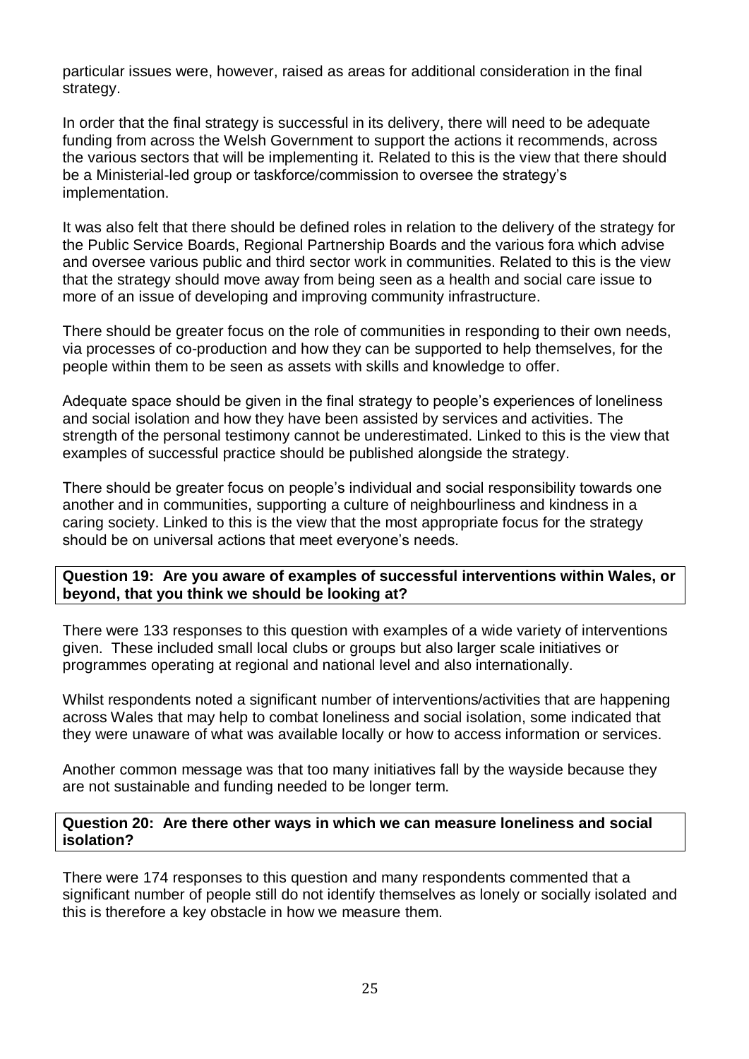particular issues were, however, raised as areas for additional consideration in the final strategy.

In order that the final strategy is successful in its delivery, there will need to be adequate funding from across the Welsh Government to support the actions it recommends, across the various sectors that will be implementing it. Related to this is the view that there should be a Ministerial-led group or taskforce/commission to oversee the strategy's implementation.

It was also felt that there should be defined roles in relation to the delivery of the strategy for the Public Service Boards, Regional Partnership Boards and the various fora which advise and oversee various public and third sector work in communities. Related to this is the view that the strategy should move away from being seen as a health and social care issue to more of an issue of developing and improving community infrastructure.

There should be greater focus on the role of communities in responding to their own needs, via processes of co-production and how they can be supported to help themselves, for the people within them to be seen as assets with skills and knowledge to offer.

Adequate space should be given in the final strategy to people's experiences of loneliness and social isolation and how they have been assisted by services and activities. The strength of the personal testimony cannot be underestimated. Linked to this is the view that examples of successful practice should be published alongside the strategy.

There should be greater focus on people's individual and social responsibility towards one another and in communities, supporting a culture of neighbourliness and kindness in a caring society. Linked to this is the view that the most appropriate focus for the strategy should be on universal actions that meet everyone's needs.

**Question 19: Are you aware of examples of successful interventions within Wales, or beyond, that you think we should be looking at?**

There were 133 responses to this question with examples of a wide variety of interventions given. These included small local clubs or groups but also larger scale initiatives or programmes operating at regional and national level and also internationally.

Whilst respondents noted a significant number of interventions/activities that are happening across Wales that may help to combat loneliness and social isolation, some indicated that they were unaware of what was available locally or how to access information or services.

Another common message was that too many initiatives fall by the wayside because they are not sustainable and funding needed to be longer term.

**Question 20: Are there other ways in which we can measure loneliness and social isolation?**

There were 174 responses to this question and many respondents commented that a significant number of people still do not identify themselves as lonely or socially isolated and this is therefore a key obstacle in how we measure them.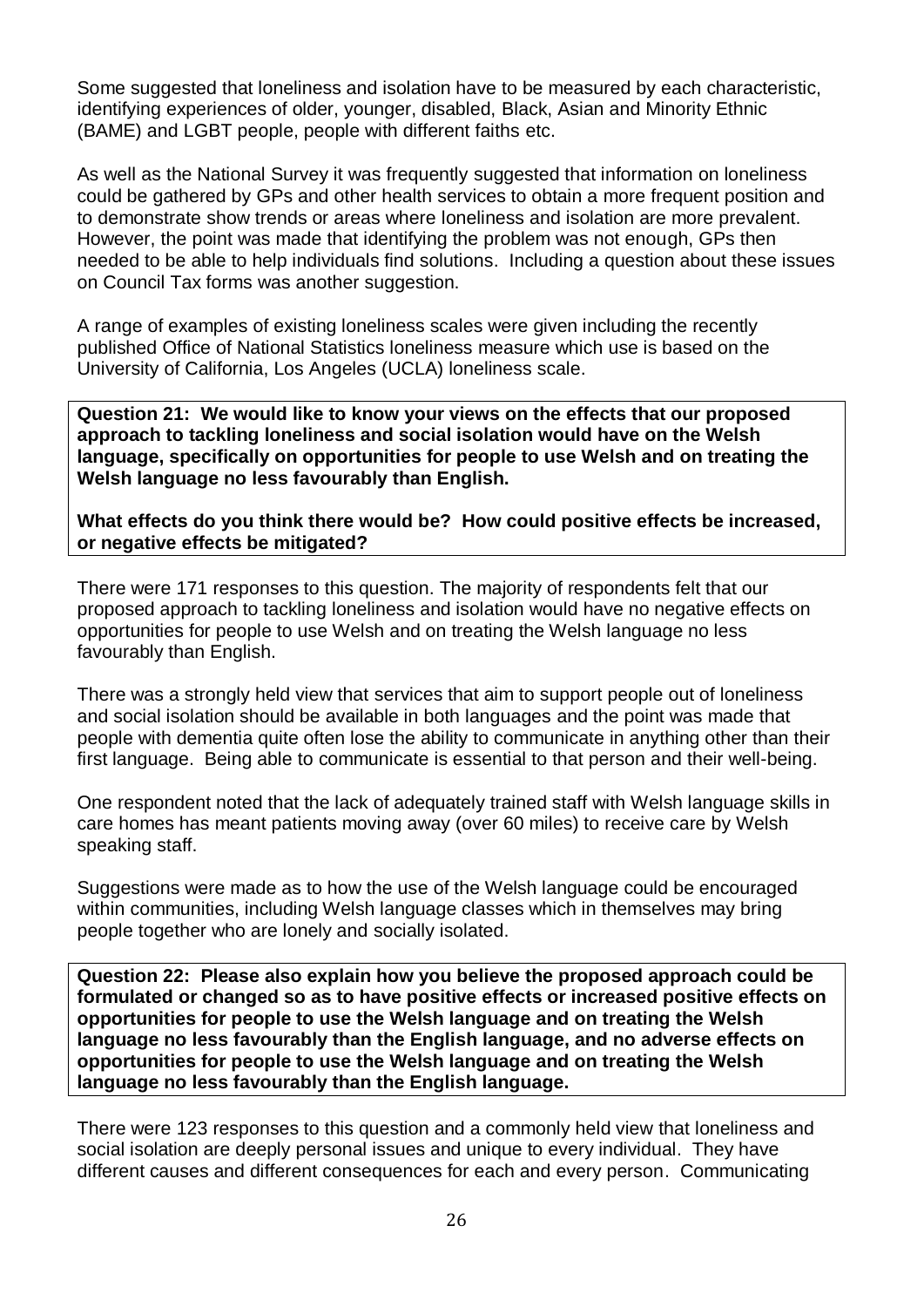Some suggested that loneliness and isolation have to be measured by each characteristic, identifying experiences of older, younger, disabled, Black, Asian and Minority Ethnic (BAME) and LGBT people, people with different faiths etc.

As well as the National Survey it was frequently suggested that information on loneliness could be gathered by GPs and other health services to obtain a more frequent position and to demonstrate show trends or areas where loneliness and isolation are more prevalent. However, the point was made that identifying the problem was not enough, GPs then needed to be able to help individuals find solutions. Including a question about these issues on Council Tax forms was another suggestion.

A range of examples of existing loneliness scales were given including the recently published Office of National Statistics loneliness measure which use is based on the University of California, Los Angeles (UCLA) loneliness scale.

**Question 21: We would like to know your views on the effects that our proposed approach to tackling loneliness and social isolation would have on the Welsh language, specifically on opportunities for people to use Welsh and on treating the Welsh language no less favourably than English.**

**What effects do you think there would be? How could positive effects be increased, or negative effects be mitigated?**

There were 171 responses to this question. The majority of respondents felt that our proposed approach to tackling loneliness and isolation would have no negative effects on opportunities for people to use Welsh and on treating the Welsh language no less favourably than English.

There was a strongly held view that services that aim to support people out of loneliness and social isolation should be available in both languages and the point was made that people with dementia quite often lose the ability to communicate in anything other than their first language. Being able to communicate is essential to that person and their well-being.

One respondent noted that the lack of adequately trained staff with Welsh language skills in care homes has meant patients moving away (over 60 miles) to receive care by Welsh speaking staff.

Suggestions were made as to how the use of the Welsh language could be encouraged within communities, including Welsh language classes which in themselves may bring people together who are lonely and socially isolated.

**Question 22: Please also explain how you believe the proposed approach could be formulated or changed so as to have positive effects or increased positive effects on opportunities for people to use the Welsh language and on treating the Welsh language no less favourably than the English language, and no adverse effects on opportunities for people to use the Welsh language and on treating the Welsh language no less favourably than the English language.**

There were 123 responses to this question and a commonly held view that loneliness and social isolation are deeply personal issues and unique to every individual. They have different causes and different consequences for each and every person. Communicating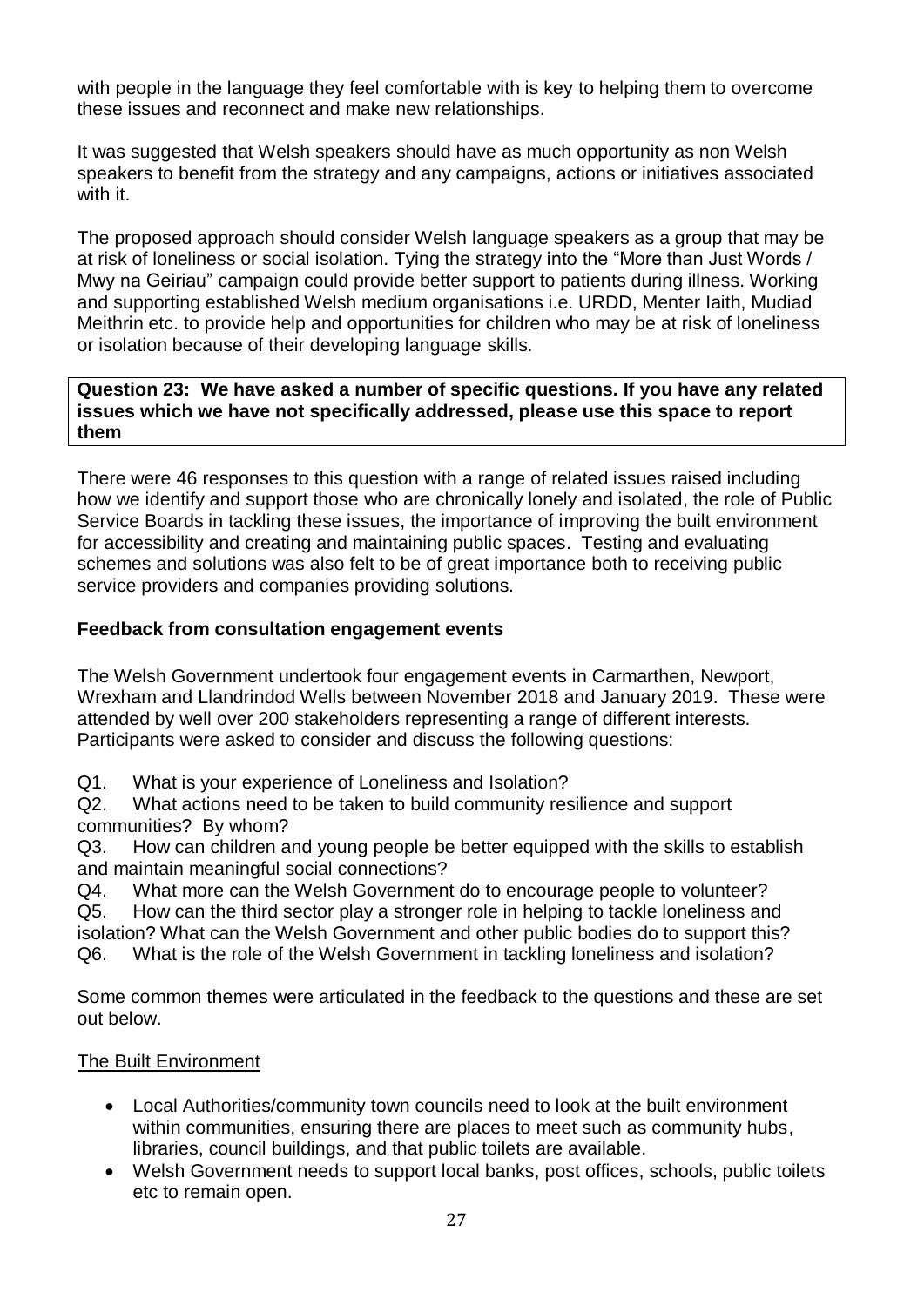with people in the language they feel comfortable with is key to helping them to overcome these issues and reconnect and make new relationships.

It was suggested that Welsh speakers should have as much opportunity as non Welsh speakers to benefit from the strategy and any campaigns, actions or initiatives associated with it.

The proposed approach should consider Welsh language speakers as a group that may be at risk of loneliness or social isolation. Tying the strategy into the "More than Just Words / Mwy na Geiriau" campaign could provide better support to patients during illness. Working and supporting established Welsh medium organisations i.e. URDD, Menter Iaith, Mudiad Meithrin etc. to provide help and opportunities for children who may be at risk of loneliness or isolation because of their developing language skills.

**Question 23: We have asked a number of specific questions. If you have any related issues which we have not specifically addressed, please use this space to report them**

There were 46 responses to this question with a range of related issues raised including how we identify and support those who are chronically lonely and isolated, the role of Public Service Boards in tackling these issues, the importance of improving the built environment for accessibility and creating and maintaining public spaces. Testing and evaluating schemes and solutions was also felt to be of great importance both to receiving public service providers and companies providing solutions.

**Feedback from consultation engagement events**

The Welsh Government undertook four engagement events in Carmarthen, Newport, Wrexham and Llandrindod Wells between November 2018 and January 2019. These were attended by well over 200 stakeholders representing a range of different interests. Participants were asked to consider and discuss the following questions:

Q1. What is your experience of Loneliness and Isolation?
Q2. What actions need to be taken to build community resilience and support communities? By whom?
Q3. How can children and young people be better equipped with the skills to establish and maintain meaningful social connections?
Q4. What more can the Welsh Government do to encourage people to volunteer?
Q5. How can the third sector play a stronger role in helping to tackle loneliness and isolation? What can the Welsh Government and other public bodies do to support this?
Q6. What is the role of the Welsh Government in tackling loneliness and isolation?

Some common themes were articulated in the feedback to the questions and these are set out below.

<u>The Built Environment</u>

- Local Authorities/community town councils need to look at the built environment within communities, ensuring there are places to meet such as community hubs, libraries, council buildings, and that public toilets are available.
- Welsh Government needs to support local banks, post offices, schools, public toilets etc to remain open.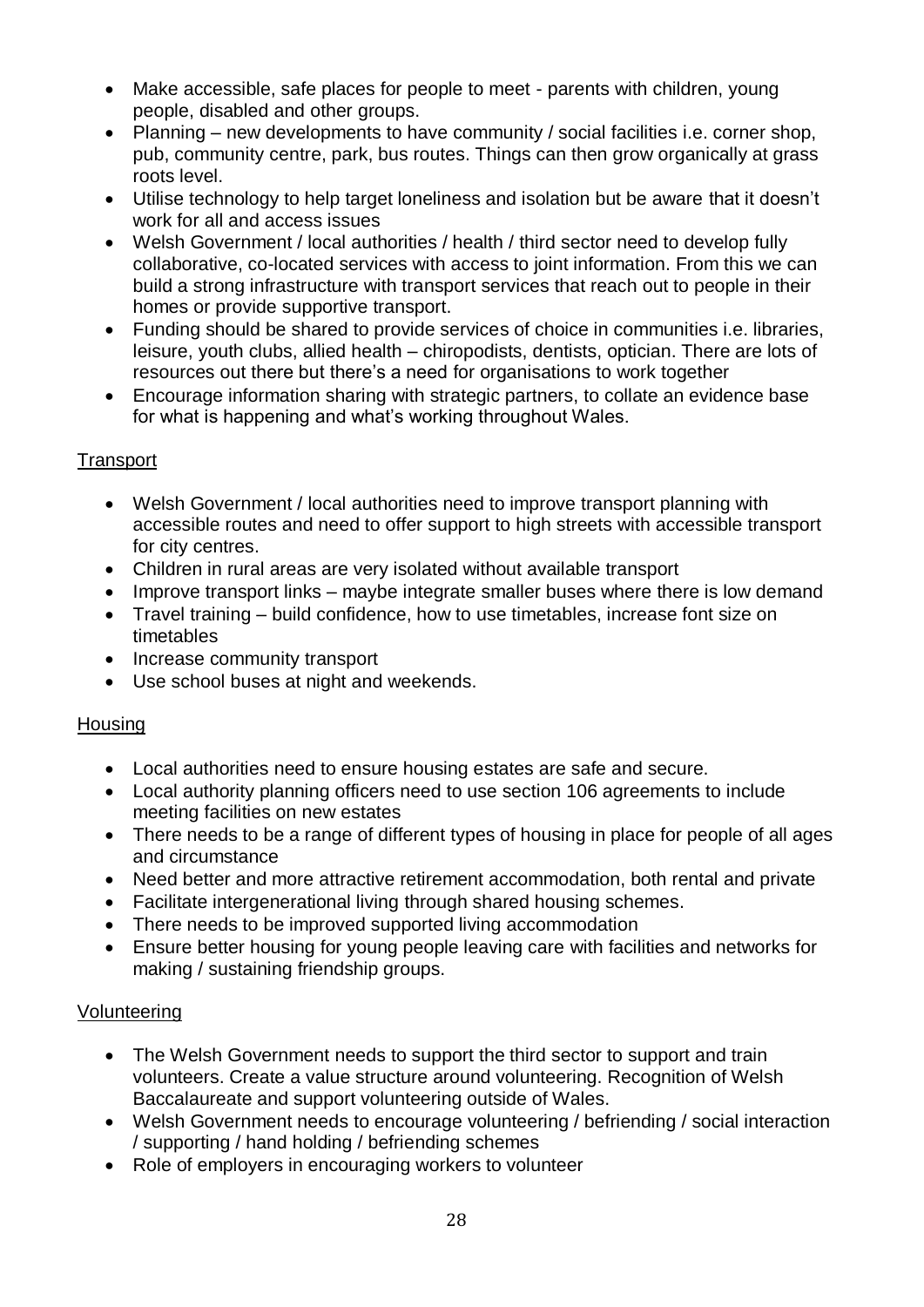- Make accessible, safe places for people to meet - parents with children, young people, disabled and other groups.
- Planning – new developments to have community / social facilities i.e. corner shop, pub, community centre, park, bus routes. Things can then grow organically at grass roots level.
- Utilise technology to help target loneliness and isolation but be aware that it doesn't work for all and access issues
- Welsh Government / local authorities / health / third sector need to develop fully collaborative, co-located services with access to joint information. From this we can build a strong infrastructure with transport services that reach out to people in their homes or provide supportive transport.
- Funding should be shared to provide services of choice in communities i.e. libraries, leisure, youth clubs, allied health – chiropodists, dentists, optician. There are lots of resources out there but there's a need for organisations to work together
- Encourage information sharing with strategic partners, to collate an evidence base for what is happening and what's working throughout Wales.

## Transport

- Welsh Government / local authorities need to improve transport planning with accessible routes and need to offer support to high streets with accessible transport for city centres.
- Children in rural areas are very isolated without available transport
- Improve transport links – maybe integrate smaller buses where there is low demand
- Travel training – build confidence, how to use timetables, increase font size on timetables
- Increase community transport
- Use school buses at night and weekends.

## Housing

- Local authorities need to ensure housing estates are safe and secure.
- Local authority planning officers need to use section 106 agreements to include meeting facilities on new estates
- There needs to be a range of different types of housing in place for people of all ages and circumstance
- Need better and more attractive retirement accommodation, both rental and private
- Facilitate intergenerational living through shared housing schemes.
- There needs to be improved supported living accommodation
- Ensure better housing for young people leaving care with facilities and networks for making / sustaining friendship groups.

## Volunteering

- The Welsh Government needs to support the third sector to support and train volunteers. Create a value structure around volunteering. Recognition of Welsh Baccalaureate and support volunteering outside of Wales.
- Welsh Government needs to encourage volunteering / befriending / social interaction / supporting / hand holding / befriending schemes
- Role of employers in encouraging workers to volunteer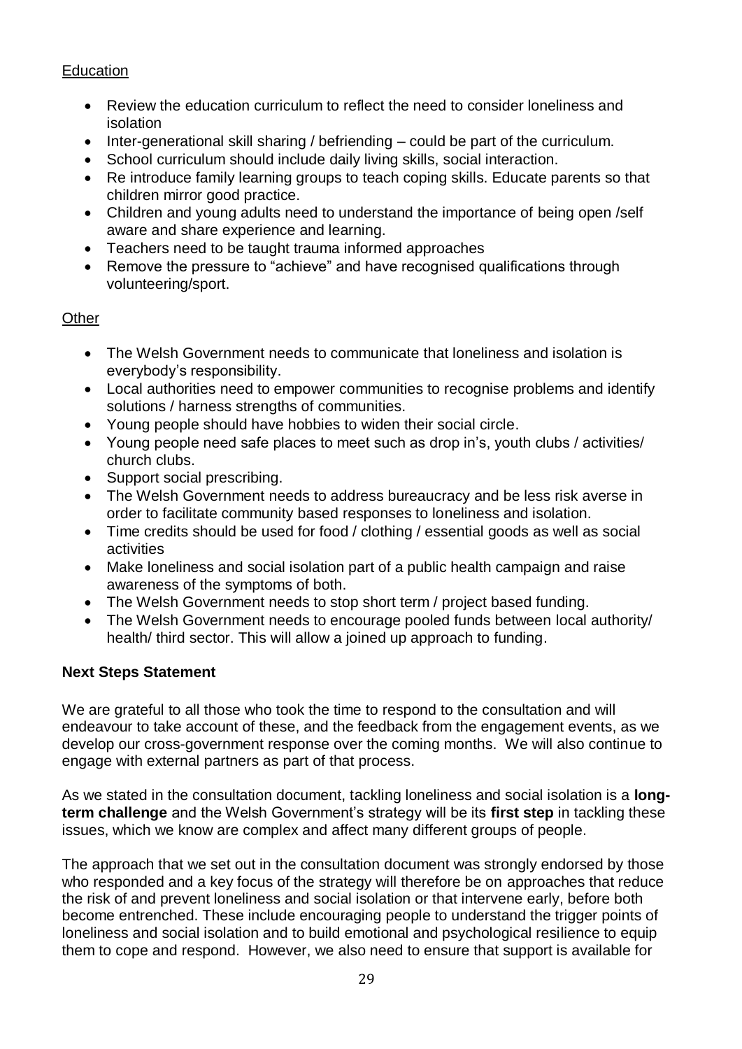Education

- Review the education curriculum to reflect the need to consider loneliness and isolation
- Inter-generational skill sharing / befriending – could be part of the curriculum.
- School curriculum should include daily living skills, social interaction.
- Re introduce family learning groups to teach coping skills. Educate parents so that children mirror good practice.
- Children and young adults need to understand the importance of being open /self aware and share experience and learning.
- Teachers need to be taught trauma informed approaches
- Remove the pressure to "achieve" and have recognised qualifications through volunteering/sport.

Other

- The Welsh Government needs to communicate that loneliness and isolation is everybody's responsibility.
- Local authorities need to empower communities to recognise problems and identify solutions / harness strengths of communities.
- Young people should have hobbies to widen their social circle.
- Young people need safe places to meet such as drop in's, youth clubs / activities/ church clubs.
- Support social prescribing.
- The Welsh Government needs to address bureaucracy and be less risk averse in order to facilitate community based responses to loneliness and isolation.
- Time credits should be used for food / clothing / essential goods as well as social activities
- Make loneliness and social isolation part of a public health campaign and raise awareness of the symptoms of both.
- The Welsh Government needs to stop short term / project based funding.
- The Welsh Government needs to encourage pooled funds between local authority/ health/ third sector. This will allow a joined up approach to funding.

**Next Steps Statement**

We are grateful to all those who took the time to respond to the consultation and will endeavour to take account of these, and the feedback from the engagement events, as we develop our cross-government response over the coming months. We will also continue to engage with external partners as part of that process.

As we stated in the consultation document, tackling loneliness and social isolation is a **long-term challenge** and the Welsh Government's strategy will be its **first step** in tackling these issues, which we know are complex and affect many different groups of people.

The approach that we set out in the consultation document was strongly endorsed by those who responded and a key focus of the strategy will therefore be on approaches that reduce the risk of and prevent loneliness and social isolation or that intervene early, before both become entrenched. These include encouraging people to understand the trigger points of loneliness and social isolation and to build emotional and psychological resilience to equip them to cope and respond. However, we also need to ensure that support is available for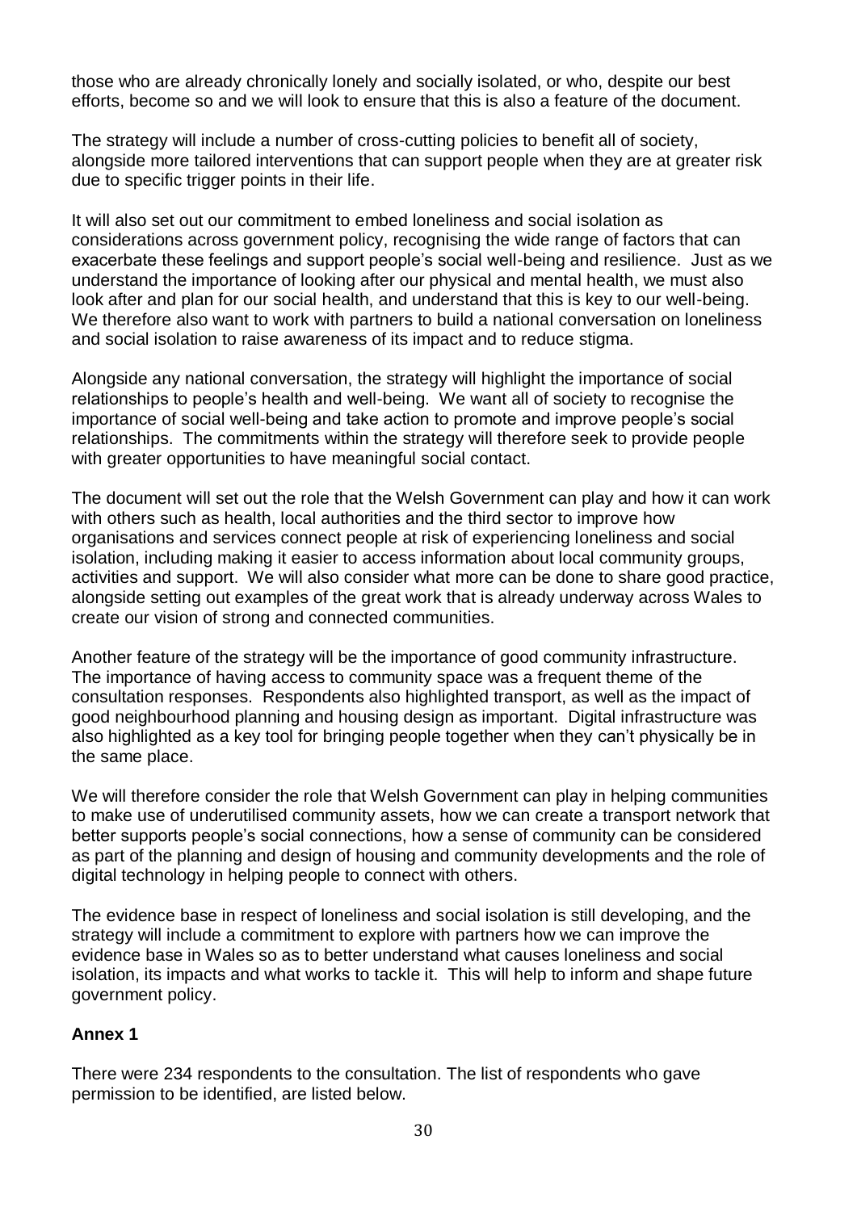those who are already chronically lonely and socially isolated, or who, despite our best efforts, become so and we will look to ensure that this is also a feature of the document.

The strategy will include a number of cross-cutting policies to benefit all of society, alongside more tailored interventions that can support people when they are at greater risk due to specific trigger points in their life.

It will also set out our commitment to embed loneliness and social isolation as considerations across government policy, recognising the wide range of factors that can exacerbate these feelings and support people's social well-being and resilience. Just as we understand the importance of looking after our physical and mental health, we must also look after and plan for our social health, and understand that this is key to our well-being. We therefore also want to work with partners to build a national conversation on loneliness and social isolation to raise awareness of its impact and to reduce stigma.

Alongside any national conversation, the strategy will highlight the importance of social relationships to people's health and well-being. We want all of society to recognise the importance of social well-being and take action to promote and improve people's social relationships. The commitments within the strategy will therefore seek to provide people with greater opportunities to have meaningful social contact.

The document will set out the role that the Welsh Government can play and how it can work with others such as health, local authorities and the third sector to improve how organisations and services connect people at risk of experiencing loneliness and social isolation, including making it easier to access information about local community groups, activities and support. We will also consider what more can be done to share good practice, alongside setting out examples of the great work that is already underway across Wales to create our vision of strong and connected communities.

Another feature of the strategy will be the importance of good community infrastructure. The importance of having access to community space was a frequent theme of the consultation responses. Respondents also highlighted transport, as well as the impact of good neighbourhood planning and housing design as important. Digital infrastructure was also highlighted as a key tool for bringing people together when they can't physically be in the same place.

We will therefore consider the role that Welsh Government can play in helping communities to make use of underutilised community assets, how we can create a transport network that better supports people's social connections, how a sense of community can be considered as part of the planning and design of housing and community developments and the role of digital technology in helping people to connect with others.

The evidence base in respect of loneliness and social isolation is still developing, and the strategy will include a commitment to explore with partners how we can improve the evidence base in Wales so as to better understand what causes loneliness and social isolation, its impacts and what works to tackle it. This will help to inform and shape future government policy.

## Annex 1

There were 234 respondents to the consultation. The list of respondents who gave permission to be identified, are listed below.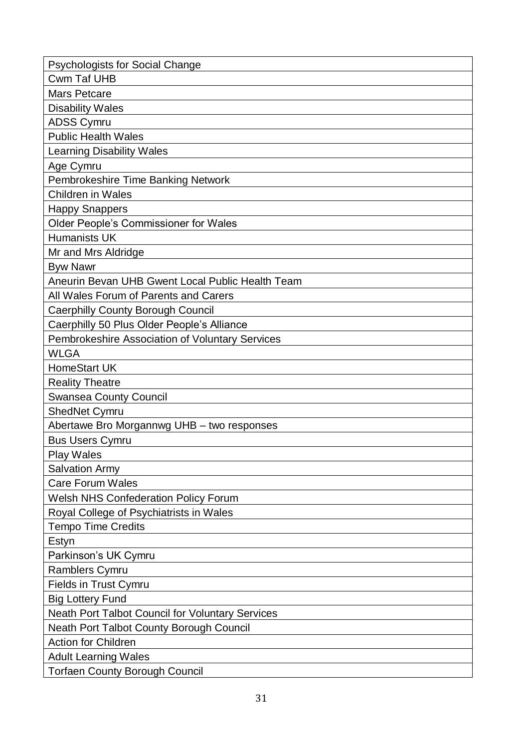| Psychologists for Social Change |
| --- |
| Cwm Taf UHB |
| Mars Petcare |
| Disability Wales |
| ADSS Cymru |
| Public Health Wales |
| Learning Disability Wales |
| Age Cymru |
| Pembrokeshire Time Banking Network |
| Children in Wales |
| Happy Snappers |
| Older People's Commissioner for Wales |
| Humanists UK |
| Mr and Mrs Aldridge |
| Byw Nawr |
| Aneurin Bevan UHB Gwent Local Public Health Team |
| All Wales Forum of Parents and Carers |
| Caerphilly County Borough Council |
| Caerphilly 50 Plus Older People's Alliance |
| Pembrokeshire Association of Voluntary Services |
| WLGA |
| HomeStart UK |
| Reality Theatre |
| Swansea County Council |
| ShedNet Cymru |
| Abertawe Bro Morgannwg UHB – two responses |
| Bus Users Cymru |
| Play Wales |
| Salvation Army |
| Care Forum Wales |
| Welsh NHS Confederation Policy Forum |
| Royal College of Psychiatrists in Wales |
| Tempo Time Credits |
| Estyn |
| Parkinson's UK Cymru |
| Ramblers Cymru |
| Fields in Trust Cymru |
| Big Lottery Fund |
| Neath Port Talbot Council for Voluntary Services |
| Neath Port Talbot County Borough Council |
| Action for Children |
| Adult Learning Wales |
| Torfaen County Borough Council |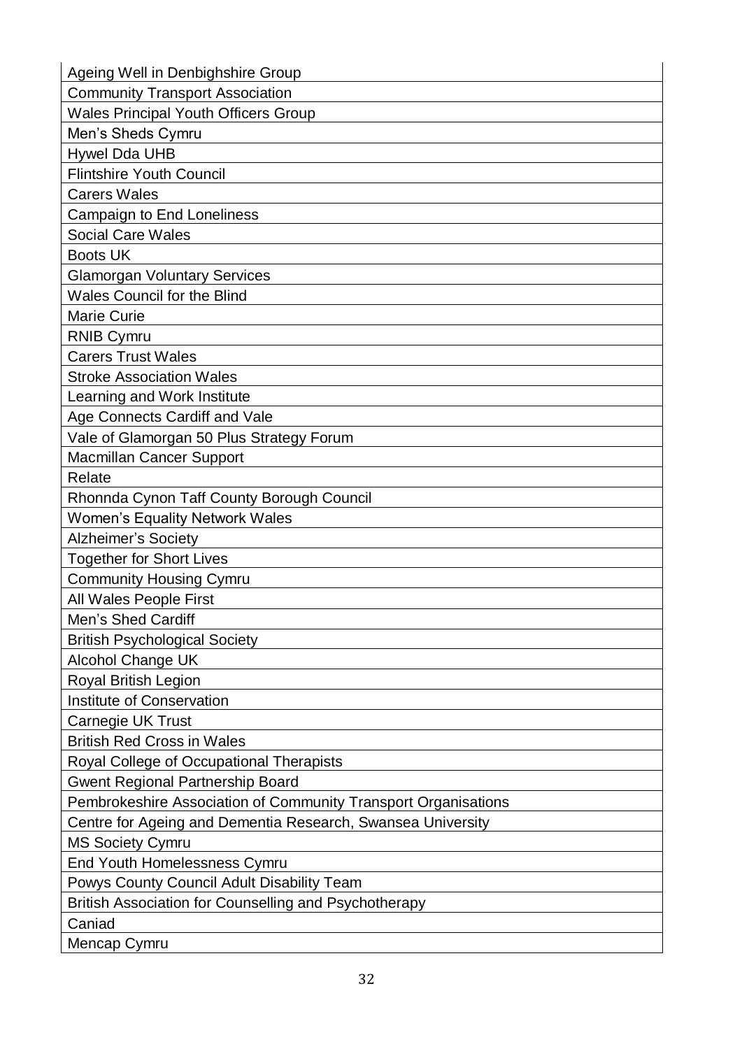| |
|---|
| Ageing Well in Denbighshire Group |
| Community Transport Association |
| Wales Principal Youth Officers Group |
| Men's Sheds Cymru |
| Hywel Dda UHB |
| Flintshire Youth Council |
| Carers Wales |
| Campaign to End Loneliness |
| Social Care Wales |
| Boots UK |
| Glamorgan Voluntary Services |
| Wales Council for the Blind |
| Marie Curie |
| RNIB Cymru |
| Carers Trust Wales |
| Stroke Association Wales |
| Learning and Work Institute |
| Age Connects Cardiff and Vale |
| Vale of Glamorgan 50 Plus Strategy Forum |
| Macmillan Cancer Support |
| Relate |
| Rhonnda Cynon Taff County Borough Council |
| Women's Equality Network Wales |
| Alzheimer's Society |
| Together for Short Lives |
| Community Housing Cymru |
| All Wales People First |
| Men's Shed Cardiff |
| British Psychological Society |
| Alcohol Change UK |
| Royal British Legion |
| Institute of Conservation |
| Carnegie UK Trust |
| British Red Cross in Wales |
| Royal College of Occupational Therapists |
| Gwent Regional Partnership Board |
| Pembrokeshire Association of Community Transport Organisations |
| Centre for Ageing and Dementia Research, Swansea University |
| MS Society Cymru |
| End Youth Homelessness Cymru |
| Powys County Council Adult Disability Team |
| British Association for Counselling and Psychotherapy |
| Caniad |
| Mencap Cymru |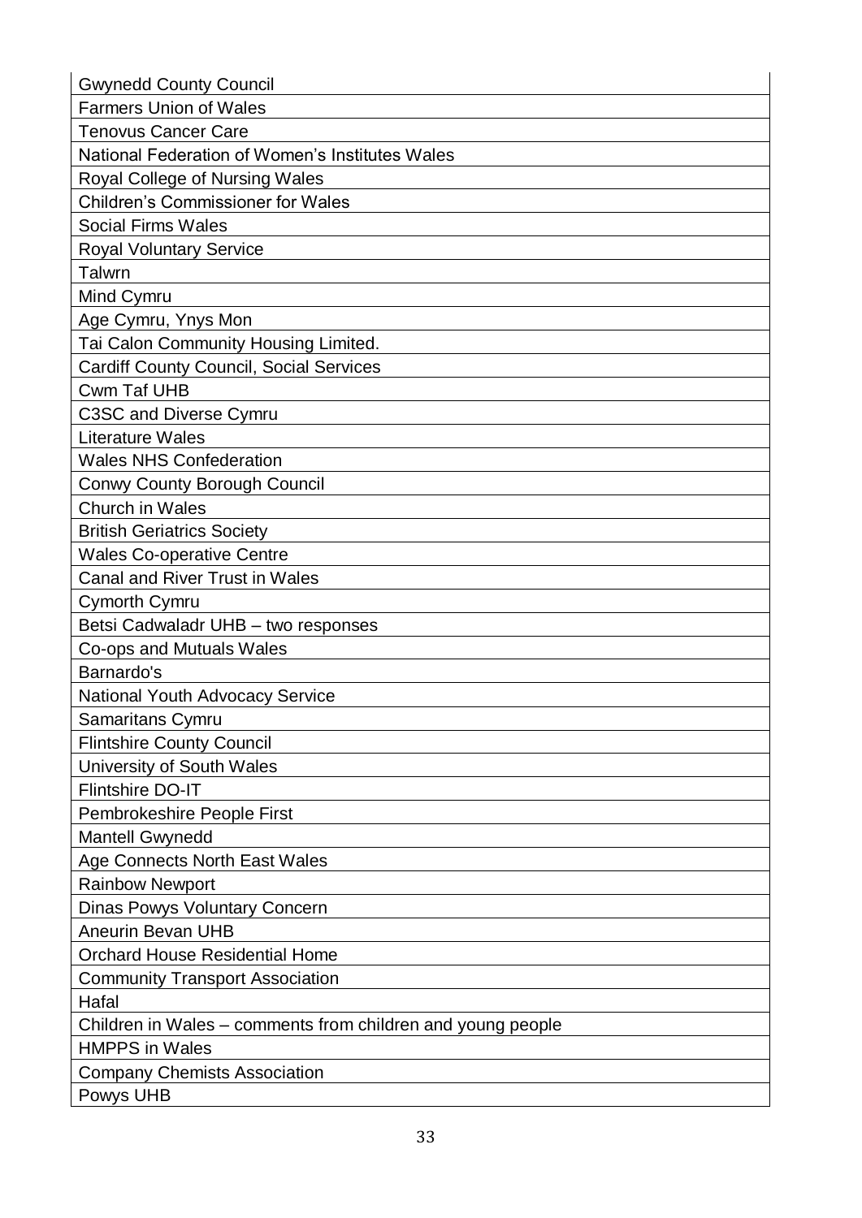| Gwynedd County Council |
|---|
| Farmers Union of Wales |
| Tenovus Cancer Care |
| National Federation of Women's Institutes Wales |
| Royal College of Nursing Wales |
| Children's Commissioner for Wales |
| Social Firms Wales |
| Royal Voluntary Service |
| Talwrn |
| Mind Cymru |
| Age Cymru, Ynys Mon |
| Tai Calon Community Housing Limited. |
| Cardiff County Council, Social Services |
| Cwm Taf UHB |
| C3SC and Diverse Cymru |
| Literature Wales |
| Wales NHS Confederation |
| Conwy County Borough Council |
| Church in Wales |
| British Geriatrics Society |
| Wales Co-operative Centre |
| Canal and River Trust in Wales |
| Cymorth Cymru |
| Betsi Cadwaladr UHB – two responses |
| Co-ops and Mutuals Wales |
| Barnardo's |
| National Youth Advocacy Service |
| Samaritans Cymru |
| Flintshire County Council |
| University of South Wales |
| Flintshire DO-IT |
| Pembrokeshire People First |
| Mantell Gwynedd |
| Age Connects North East Wales |
| Rainbow Newport |
| Dinas Powys Voluntary Concern |
| Aneurin Bevan UHB |
| Orchard House Residential Home |
| Community Transport Association |
| Hafal |
| Children in Wales – comments from children and young people |
| HMPPS in Wales |
| Company Chemists Association |
| Powys UHB |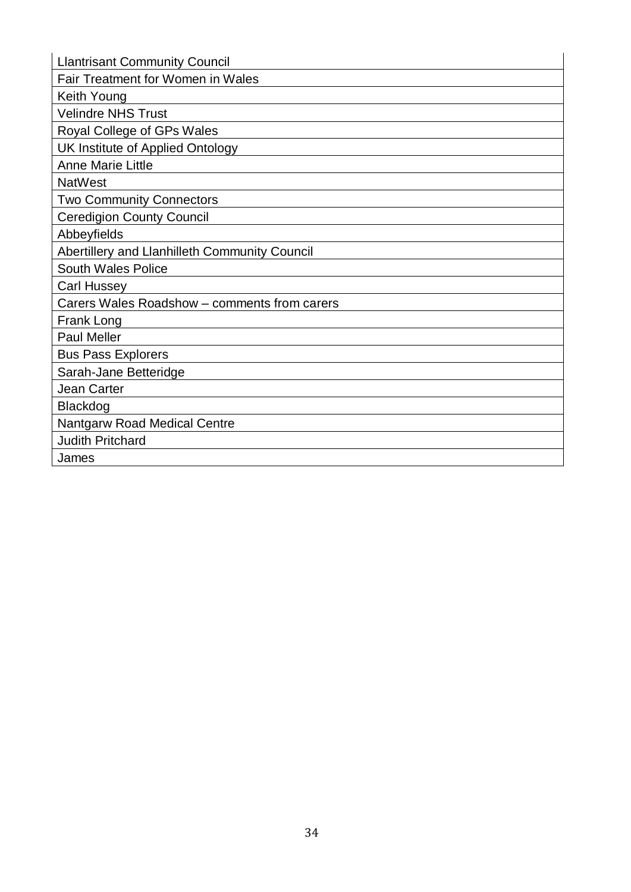| |
|---|
| Llantrisant Community Council |
| Fair Treatment for Women in Wales |
| Keith Young |
| Velindre NHS Trust |
| Royal College of GPs Wales |
| UK Institute of Applied Ontology |
| Anne Marie Little |
| NatWest |
| Two Community Connectors |
| Ceredigion County Council |
| Abbeyfields |
| Abertillery and Llanhilleth Community Council |
| South Wales Police |
| Carl Hussey |
| Carers Wales Roadshow – comments from carers |
| Frank Long |
| Paul Meller |
| Bus Pass Explorers |
| Sarah-Jane Betteridge |
| Jean Carter |
| Blackdog |
| Nantgarw Road Medical Centre |
| Judith Pritchard |
| James |